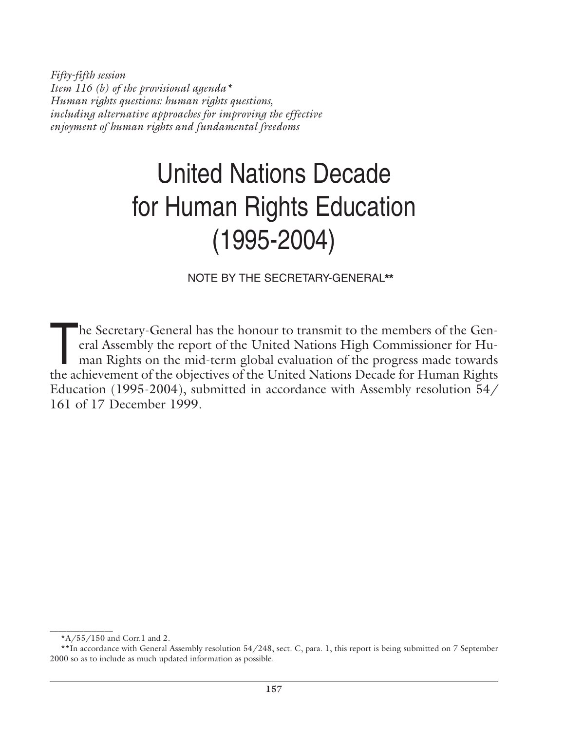*Fifty-fifth session*
*Item 116 (b) of the provisional agenda\**
*Human rights questions: human rights questions, including alternative approaches for improving the effective enjoyment of human rights and fundamental freedoms*

# United Nations Decade for Human Rights Education (1995-2004)

NOTE BY THE SECRETARY-GENERAL**

The Secretary-General has the honour to transmit to the members of the General Assembly the report of the United Nations High Commissioner for Human Rights on the mid-term global evaluation of the progress made towards the achievement of the objectives of the United Nations Decade for Human Rights Education (1995-2004), submitted in accordance with Assembly resolution 54/161 of 17 December 1999.

---

*A/55/150 and Corr.1 and 2.

**In accordance with General Assembly resolution 54/248, sect. C, para. 1, this report is being submitted on 7 September 2000 so as to include as much updated information as possible.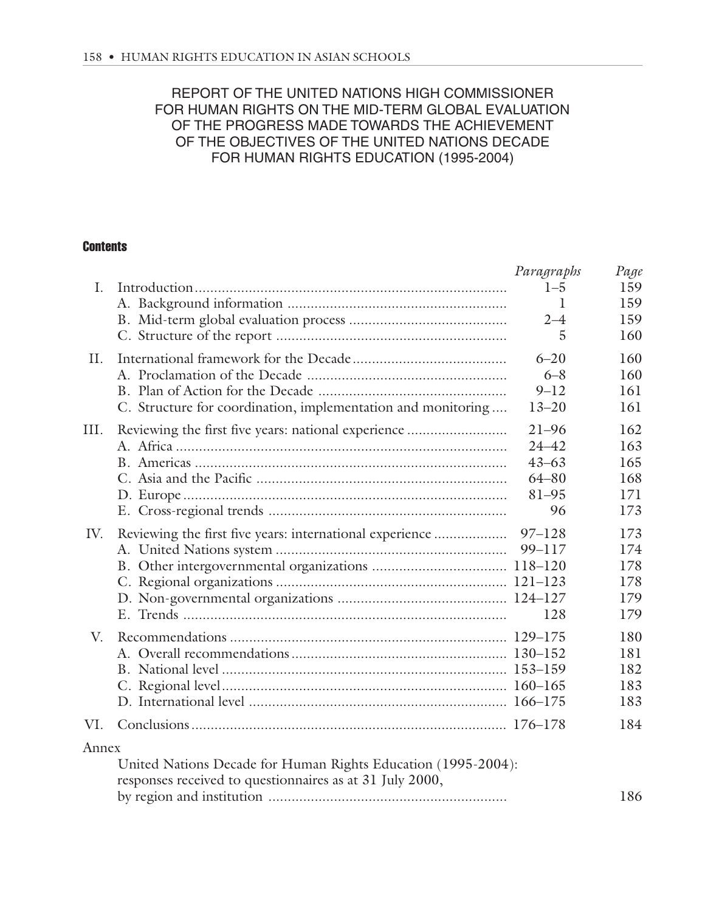# REPORT OF THE UNITED NATIONS HIGH COMMISSIONER FOR HUMAN RIGHTS ON THE MID-TERM GLOBAL EVALUATION OF THE PROGRESS MADE TOWARDS THE ACHIEVEMENT OF THE OBJECTIVES OF THE UNITED NATIONS DECADE FOR HUMAN RIGHTS EDUCATION (1995-2004)

## Contents

| | | *Paragraphs* | *Page* |
|---|---|---|---|
| I. | Introduction | 1–5 | 159 |
| | A. Background information | 1 | 159 |
| | B. Mid-term global evaluation process | 2–4 | 159 |
| | C. Structure of the report | 5 | 160 |
| II. | International framework for the Decade | 6–20 | 160 |
| | A. Proclamation of the Decade | 6–8 | 160 |
| | B. Plan of Action for the Decade | 9–12 | 161 |
| | C. Structure for coordination, implementation and monitoring | 13–20 | 161 |
| III. | Reviewing the first five years: national experience | 21–96 | 162 |
| | A. Africa | 24–42 | 163 |
| | B. Americas | 43–63 | 165 |
| | C. Asia and the Pacific | 64–80 | 168 |
| | D. Europe | 81–95 | 171 |
| | E. Cross-regional trends | 96 | 173 |
| IV. | Reviewing the first five years: international experience | 97–128 | 173 |
| | A. United Nations system | 99–117 | 174 |
| | B. Other intergovernmental organizations | 118–120 | 178 |
| | C. Regional organizations | 121–123 | 178 |
| | D. Non-governmental organizations | 124–127 | 179 |
| | E. Trends | 128 | 179 |
| V. | Recommendations | 129–175 | 180 |
| | A. Overall recommendations | 130–152 | 181 |
| | B. National level | 153–159 | 182 |
| | C. Regional level | 160–165 | 183 |
| | D. International level | 166–175 | 183 |
| VI. | Conclusions | 176–178 | 184 |
| Annex | | | |
| | United Nations Decade for Human Rights Education (1995-2004): responses received to questionnaires as at 31 July 2000, by region and institution | | 186 |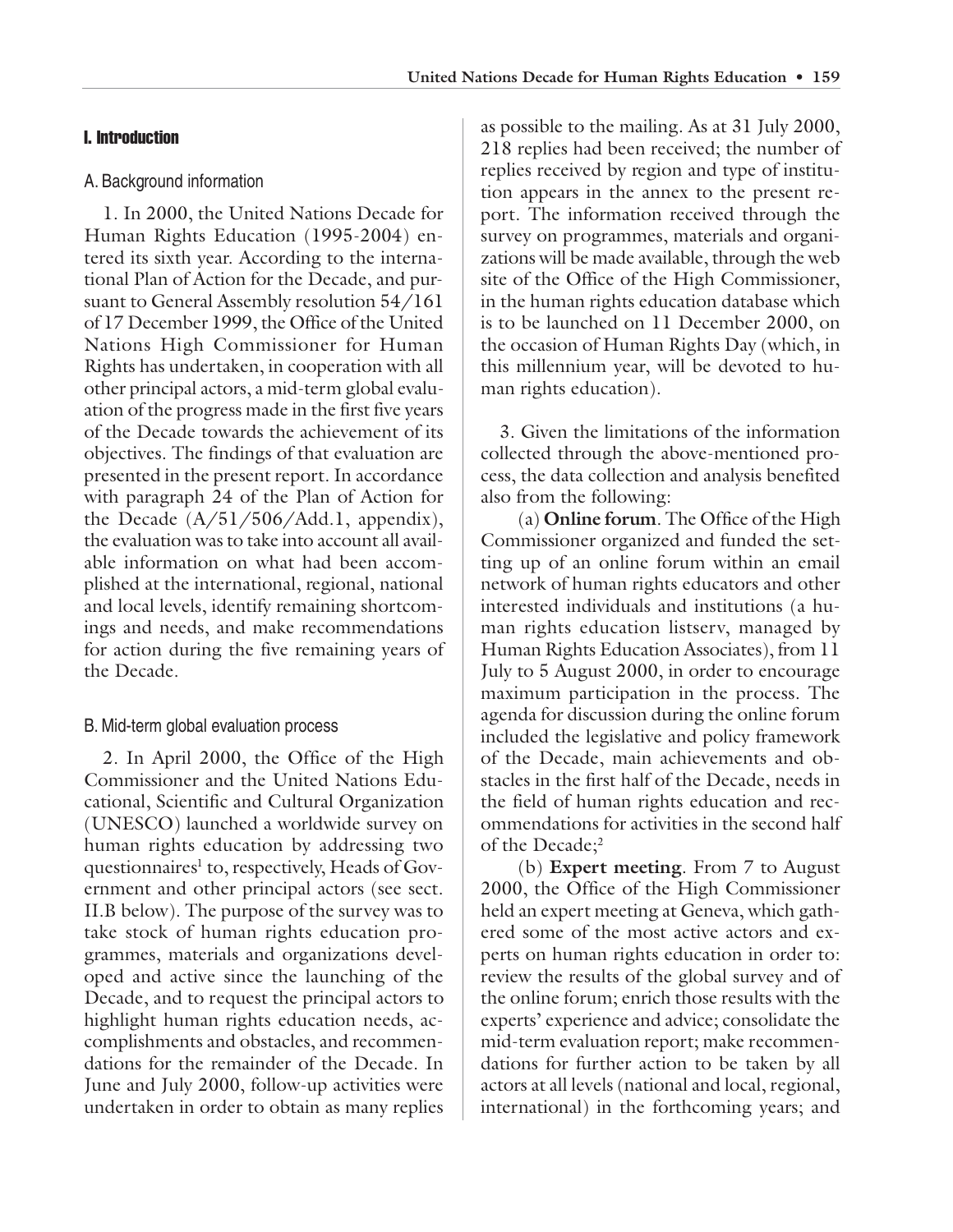## I. Introduction

### A. Background information

1. In 2000, the United Nations Decade for Human Rights Education (1995-2004) entered its sixth year. According to the international Plan of Action for the Decade, and pursuant to General Assembly resolution 54/161 of 17 December 1999, the Office of the United Nations High Commissioner for Human Rights has undertaken, in cooperation with all other principal actors, a mid-term global evaluation of the progress made in the first five years of the Decade towards the achievement of its objectives. The findings of that evaluation are presented in the present report. In accordance with paragraph 24 of the Plan of Action for the Decade (A/51/506/Add.1, appendix), the evaluation was to take into account all available information on what had been accomplished at the international, regional, national and local levels, identify remaining shortcomings and needs, and make recommendations for action during the five remaining years of the Decade.

### B. Mid-term global evaluation process

2. In April 2000, the Office of the High Commissioner and the United Nations Educational, Scientific and Cultural Organization (UNESCO) launched a worldwide survey on human rights education by addressing two questionnaires[1] to, respectively, Heads of Government and other principal actors (see sect. II.B below). The purpose of the survey was to take stock of human rights education programmes, materials and organizations developed and active since the launching of the Decade, and to request the principal actors to highlight human rights education needs, accomplishments and obstacles, and recommendations for the remainder of the Decade. In June and July 2000, follow-up activities were undertaken in order to obtain as many replies as possible to the mailing. As at 31 July 2000, 218 replies had been received; the number of replies received by region and type of institution appears in the annex to the present report. The information received through the survey on programmes, materials and organizations will be made available, through the web site of the Office of the High Commissioner, in the human rights education database which is to be launched on 11 December 2000, on the occasion of Human Rights Day (which, in this millennium year, will be devoted to human rights education).

3. Given the limitations of the information collected through the above-mentioned process, the data collection and analysis benefited also from the following:

(a) **Online forum**. The Office of the High Commissioner organized and funded the setting up of an online forum within an email network of human rights educators and other interested individuals and institutions (a human rights education listserv, managed by Human Rights Education Associates), from 11 July to 5 August 2000, in order to encourage maximum participation in the process. The agenda for discussion during the online forum included the legislative and policy framework of the Decade, main achievements and obstacles in the first half of the Decade, needs in the field of human rights education and recommendations for activities in the second half of the Decade;[2]

(b) **Expert meeting**. From 7 to August 2000, the Office of the High Commissioner held an expert meeting at Geneva, which gathered some of the most active actors and experts on human rights education in order to: review the results of the global survey and of the online forum; enrich those results with the experts' experience and advice; consolidate the mid-term evaluation report; make recommendations for further action to be taken by all actors at all levels (national and local, regional, international) in the forthcoming years; and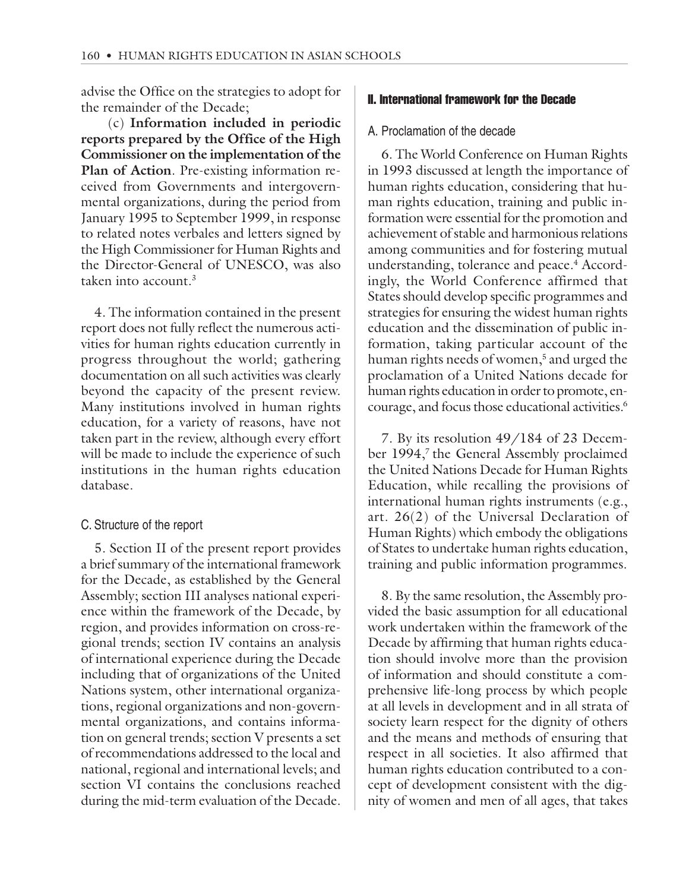advise the Office on the strategies to adopt for the remainder of the Decade;

(c) **Information included in periodic reports prepared by the Office of the High Commissioner on the implementation of the Plan of Action**. Pre-existing information received from Governments and intergovernmental organizations, during the period from January 1995 to September 1999, in response to related notes verbales and letters signed by the High Commissioner for Human Rights and the Director-General of UNESCO, was also taken into account.[3]

4. The information contained in the present report does not fully reflect the numerous activities for human rights education currently in progress throughout the world; gathering documentation on all such activities was clearly beyond the capacity of the present review. Many institutions involved in human rights education, for a variety of reasons, have not taken part in the review, although every effort will be made to include the experience of such institutions in the human rights education database.

### C. Structure of the report

5. Section II of the present report provides a brief summary of the international framework for the Decade, as established by the General Assembly; section III analyses national experience within the framework of the Decade, by region, and provides information on cross-regional trends; section IV contains an analysis of international experience during the Decade including that of organizations of the United Nations system, other international organizations, regional organizations and non-governmental organizations, and contains information on general trends; section V presents a set of recommendations addressed to the local and national, regional and international levels; and section VI contains the conclusions reached during the mid-term evaluation of the Decade.

## II. International framework for the Decade

### A. Proclamation of the decade

6. The World Conference on Human Rights in 1993 discussed at length the importance of human rights education, considering that human rights education, training and public information were essential for the promotion and achievement of stable and harmonious relations among communities and for fostering mutual understanding, tolerance and peace.[4] Accordingly, the World Conference affirmed that States should develop specific programmes and strategies for ensuring the widest human rights education and the dissemination of public information, taking particular account of the human rights needs of women,[5] and urged the proclamation of a United Nations decade for human rights education in order to promote, encourage, and focus those educational activities.[6]

7. By its resolution 49/184 of 23 December 1994,[7] the General Assembly proclaimed the United Nations Decade for Human Rights Education, while recalling the provisions of international human rights instruments (e.g., art. 26(2) of the Universal Declaration of Human Rights) which embody the obligations of States to undertake human rights education, training and public information programmes.

8. By the same resolution, the Assembly provided the basic assumption for all educational work undertaken within the framework of the Decade by affirming that human rights education should involve more than the provision of information and should constitute a comprehensive life-long process by which people at all levels in development and in all strata of society learn respect for the dignity of others and the means and methods of ensuring that respect in all societies. It also affirmed that human rights education contributed to a concept of development consistent with the dignity of women and men of all ages, that takes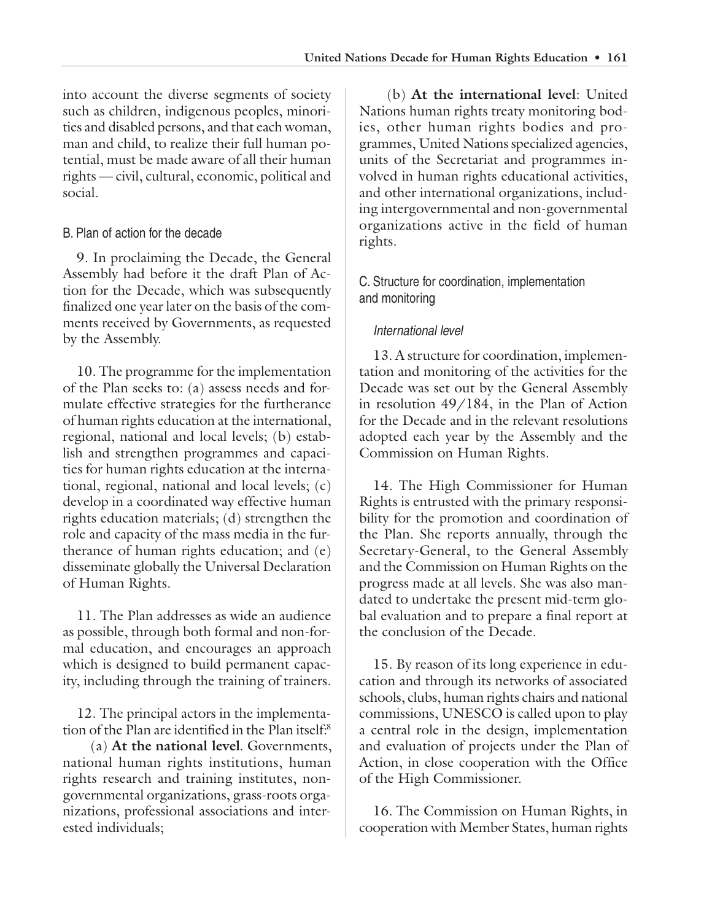into account the diverse segments of society such as children, indigenous peoples, minorities and disabled persons, and that each woman, man and child, to realize their full human potential, must be made aware of all their human rights — civil, cultural, economic, political and social.

## B. Plan of action for the decade

9. In proclaiming the Decade, the General Assembly had before it the draft Plan of Action for the Decade, which was subsequently finalized one year later on the basis of the comments received by Governments, as requested by the Assembly.

10. The programme for the implementation of the Plan seeks to: (a) assess needs and formulate effective strategies for the furtherance of human rights education at the international, regional, national and local levels; (b) establish and strengthen programmes and capacities for human rights education at the international, regional, national and local levels; (c) develop in a coordinated way effective human rights education materials; (d) strengthen the role and capacity of the mass media in the furtherance of human rights education; and (e) disseminate globally the Universal Declaration of Human Rights.

11. The Plan addresses as wide an audience as possible, through both formal and non-formal education, and encourages an approach which is designed to build permanent capacity, including through the training of trainers.

12. The principal actors in the implementation of the Plan are identified in the Plan itself:[8]

(a) **At the national level**. Governments, national human rights institutions, human rights research and training institutes, non-governmental organizations, grass-roots organizations, professional associations and interested individuals;

(b) **At the international level**: United Nations human rights treaty monitoring bodies, other human rights bodies and programmes, United Nations specialized agencies, units of the Secretariat and programmes involved in human rights educational activities, and other international organizations, including intergovernmental and non-governmental organizations active in the field of human rights.

## C. Structure for coordination, implementation and monitoring

### *International level*

13. A structure for coordination, implementation and monitoring of the activities for the Decade was set out by the General Assembly in resolution 49/184, in the Plan of Action for the Decade and in the relevant resolutions adopted each year by the Assembly and the Commission on Human Rights.

14. The High Commissioner for Human Rights is entrusted with the primary responsibility for the promotion and coordination of the Plan. She reports annually, through the Secretary-General, to the General Assembly and the Commission on Human Rights on the progress made at all levels. She was also mandated to undertake the present mid-term global evaluation and to prepare a final report at the conclusion of the Decade.

15. By reason of its long experience in education and through its networks of associated schools, clubs, human rights chairs and national commissions, UNESCO is called upon to play a central role in the design, implementation and evaluation of projects under the Plan of Action, in close cooperation with the Office of the High Commissioner.

16. The Commission on Human Rights, in cooperation with Member States, human rights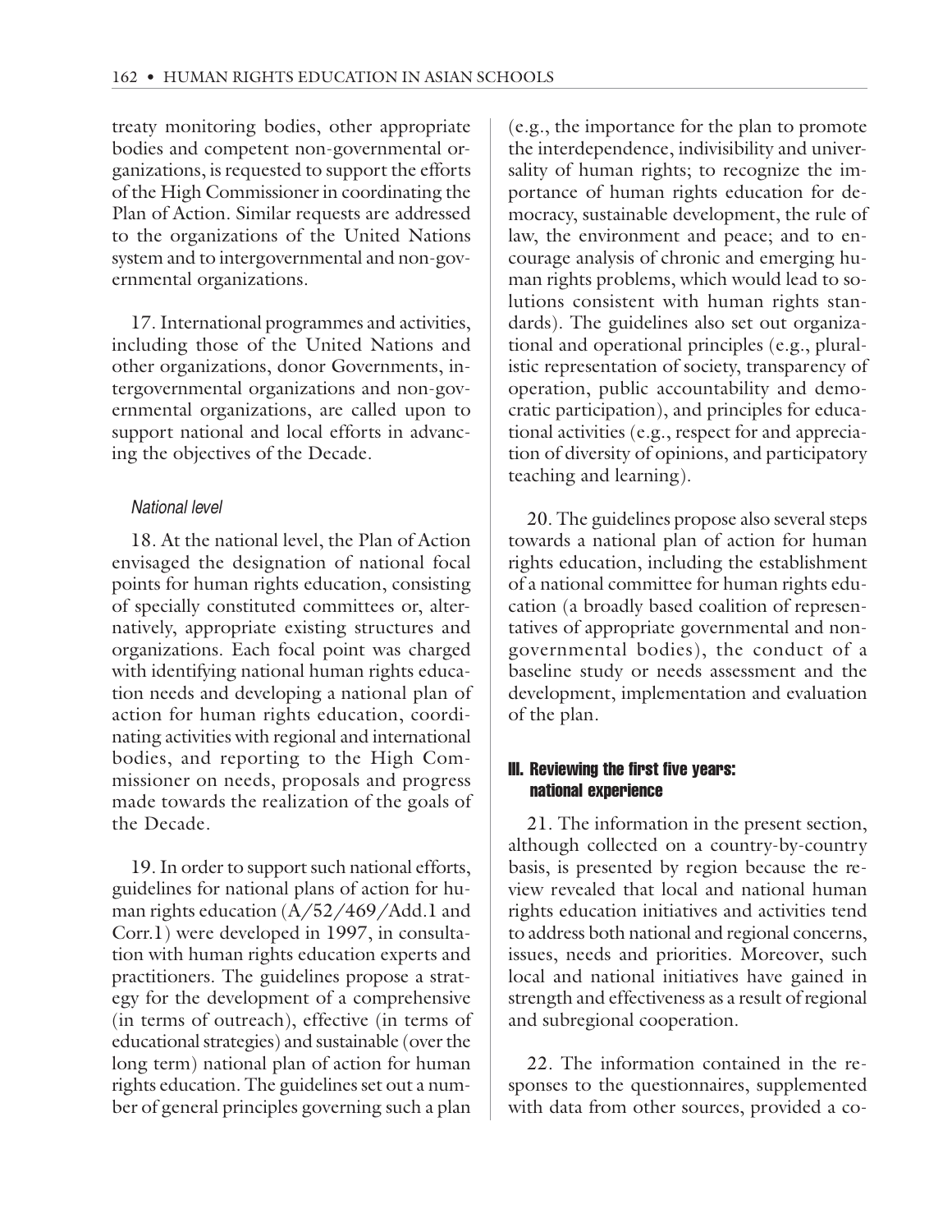treaty monitoring bodies, other appropriate bodies and competent non-governmental organizations, is requested to support the efforts of the High Commissioner in coordinating the Plan of Action. Similar requests are addressed to the organizations of the United Nations system and to intergovernmental and non-governmental organizations.

17. International programmes and activities, including those of the United Nations and other organizations, donor Governments, intergovernmental organizations and non-governmental organizations, are called upon to support national and local efforts in advancing the objectives of the Decade.

### *National level*

18. At the national level, the Plan of Action envisaged the designation of national focal points for human rights education, consisting of specially constituted committees or, alternatively, appropriate existing structures and organizations. Each focal point was charged with identifying national human rights education needs and developing a national plan of action for human rights education, coordinating activities with regional and international bodies, and reporting to the High Commissioner on needs, proposals and progress made towards the realization of the goals of the Decade.

19. In order to support such national efforts, guidelines for national plans of action for human rights education (A/52/469/Add.1 and Corr.1) were developed in 1997, in consultation with human rights education experts and practitioners. The guidelines propose a strategy for the development of a comprehensive (in terms of outreach), effective (in terms of educational strategies) and sustainable (over the long term) national plan of action for human rights education. The guidelines set out a number of general principles governing such a plan (e.g., the importance for the plan to promote the interdependence, indivisibility and universality of human rights; to recognize the importance of human rights education for democracy, sustainable development, the rule of law, the environment and peace; and to encourage analysis of chronic and emerging human rights problems, which would lead to solutions consistent with human rights standards). The guidelines also set out organizational and operational principles (e.g., pluralistic representation of society, transparency of operation, public accountability and democratic participation), and principles for educational activities (e.g., respect for and appreciation of diversity of opinions, and participatory teaching and learning).

20. The guidelines propose also several steps towards a national plan of action for human rights education, including the establishment of a national committee for human rights education (a broadly based coalition of representatives of appropriate governmental and non-governmental bodies), the conduct of a baseline study or needs assessment and the development, implementation and evaluation of the plan.

## III. Reviewing the first five years: national experience

21. The information in the present section, although collected on a country-by-country basis, is presented by region because the review revealed that local and national human rights education initiatives and activities tend to address both national and regional concerns, issues, needs and priorities. Moreover, such local and national initiatives have gained in strength and effectiveness as a result of regional and subregional cooperation.

22. The information contained in the responses to the questionnaires, supplemented with data from other sources, provided a co-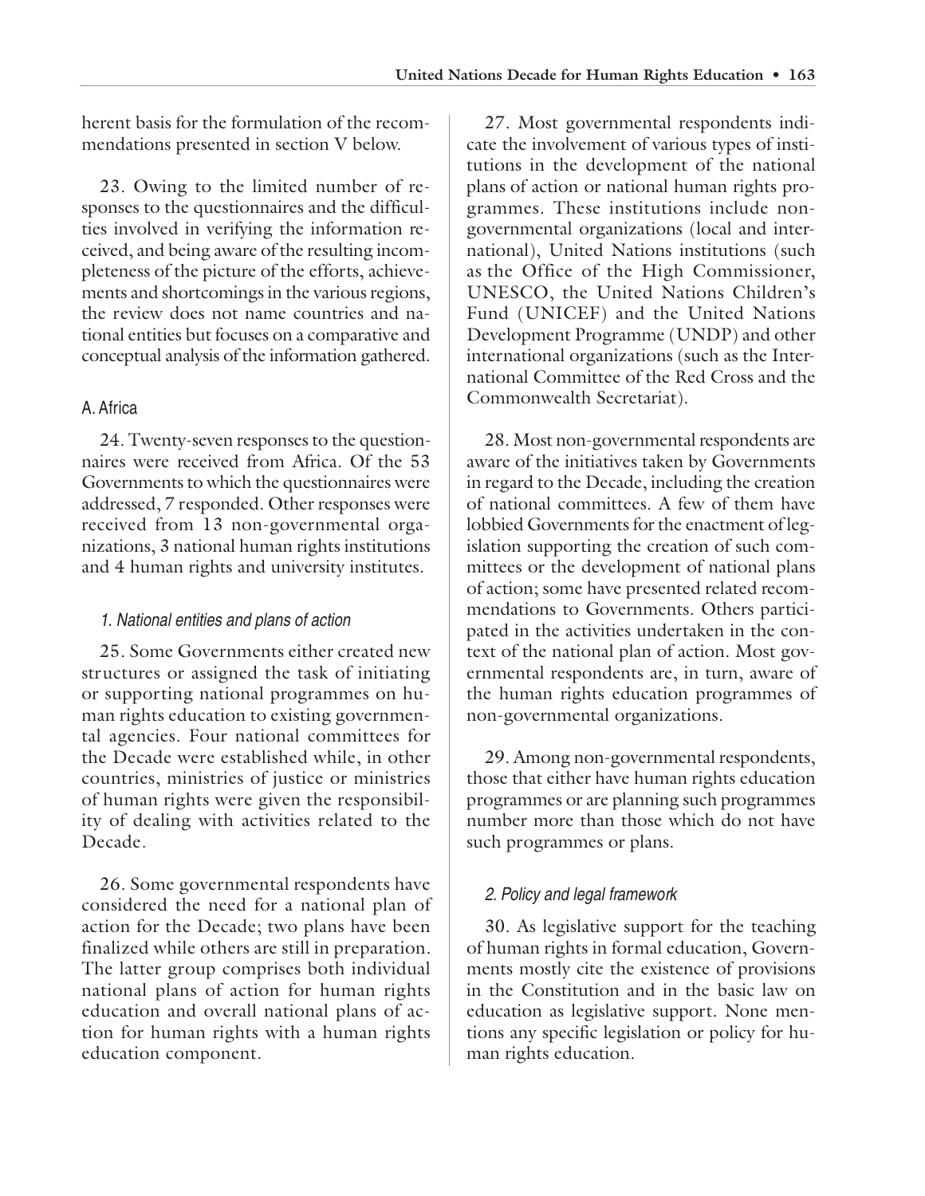herent basis for the formulation of the recommendations presented in section V below.

23. Owing to the limited number of responses to the questionnaires and the difficulties involved in verifying the information received, and being aware of the resulting incompleteness of the picture of the efforts, achievements and shortcomings in the various regions, the review does not name countries and national entities but focuses on a comparative and conceptual analysis of the information gathered.

## A. Africa

24. Twenty-seven responses to the questionnaires were received from Africa. Of the 53 Governments to which the questionnaires were addressed, 7 responded. Other responses were received from 13 non-governmental organizations, 3 national human rights institutions and 4 human rights and university institutes.

### *1. National entities and plans of action*

25. Some Governments either created new structures or assigned the task of initiating or supporting national programmes on human rights education to existing governmental agencies. Four national committees for the Decade were established while, in other countries, ministries of justice or ministries of human rights were given the responsibility of dealing with activities related to the Decade.

26. Some governmental respondents have considered the need for a national plan of action for the Decade; two plans have been finalized while others are still in preparation. The latter group comprises both individual national plans of action for human rights education and overall national plans of action for human rights with a human rights education component.

27. Most governmental respondents indicate the involvement of various types of institutions in the development of the national plans of action or national human rights programmes. These institutions include non-governmental organizations (local and international), United Nations institutions (such as the Office of the High Commissioner, UNESCO, the United Nations Children's Fund (UNICEF) and the United Nations Development Programme (UNDP) and other international organizations (such as the International Committee of the Red Cross and the Commonwealth Secretariat).

28. Most non-governmental respondents are aware of the initiatives taken by Governments in regard to the Decade, including the creation of national committees. A few of them have lobbied Governments for the enactment of legislation supporting the creation of such committees or the development of national plans of action; some have presented related recommendations to Governments. Others participated in the activities undertaken in the context of the national plan of action. Most governmental respondents are, in turn, aware of the human rights education programmes of non-governmental organizations.

29. Among non-governmental respondents, those that either have human rights education programmes or are planning such programmes number more than those which do not have such programmes or plans.

### *2. Policy and legal framework*

30. As legislative support for the teaching of human rights in formal education, Governments mostly cite the existence of provisions in the Constitution and in the basic law on education as legislative support. None mentions any specific legislation or policy for human rights education.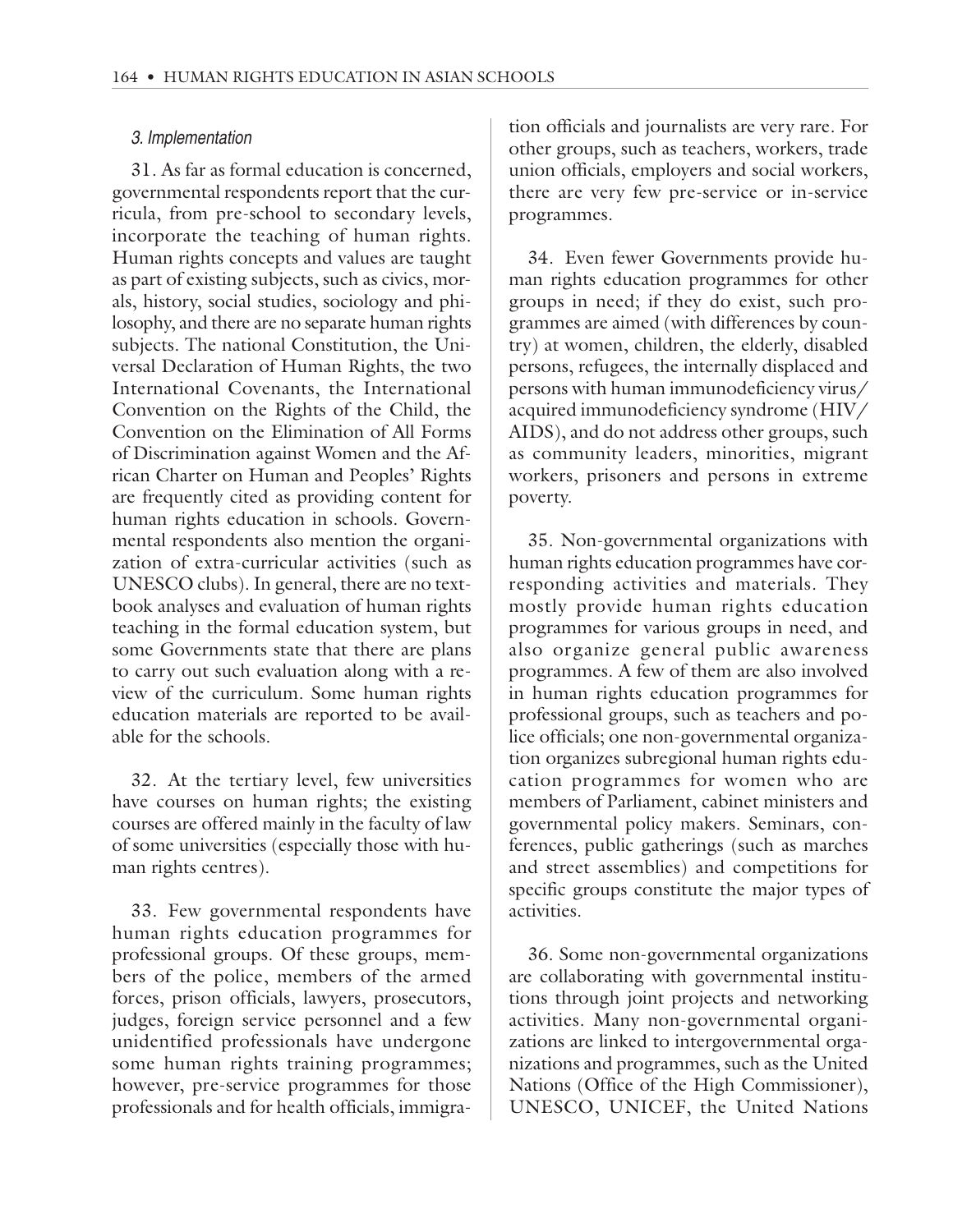### *3. Implementation*

31. As far as formal education is concerned, governmental respondents report that the curricula, from pre-school to secondary levels, incorporate the teaching of human rights. Human rights concepts and values are taught as part of existing subjects, such as civics, morals, history, social studies, sociology and philosophy, and there are no separate human rights subjects. The national Constitution, the Universal Declaration of Human Rights, the two International Covenants, the International Convention on the Rights of the Child, the Convention on the Elimination of All Forms of Discrimination against Women and the African Charter on Human and Peoples' Rights are frequently cited as providing content for human rights education in schools. Governmental respondents also mention the organization of extra-curricular activities (such as UNESCO clubs). In general, there are no textbook analyses and evaluation of human rights teaching in the formal education system, but some Governments state that there are plans to carry out such evaluation along with a review of the curriculum. Some human rights education materials are reported to be available for the schools.

32. At the tertiary level, few universities have courses on human rights; the existing courses are offered mainly in the faculty of law of some universities (especially those with human rights centres).

33. Few governmental respondents have human rights education programmes for professional groups. Of these groups, members of the police, members of the armed forces, prison officials, lawyers, prosecutors, judges, foreign service personnel and a few unidentified professionals have undergone some human rights training programmes; however, pre-service programmes for those professionals and for health officials, immigration officials and journalists are very rare. For other groups, such as teachers, workers, trade union officials, employers and social workers, there are very few pre-service or in-service programmes.

34. Even fewer Governments provide human rights education programmes for other groups in need; if they do exist, such programmes are aimed (with differences by country) at women, children, the elderly, disabled persons, refugees, the internally displaced and persons with human immunodeficiency virus/acquired immunodeficiency syndrome (HIV/AIDS), and do not address other groups, such as community leaders, minorities, migrant workers, prisoners and persons in extreme poverty.

35. Non-governmental organizations with human rights education programmes have corresponding activities and materials. They mostly provide human rights education programmes for various groups in need, and also organize general public awareness programmes. A few of them are also involved in human rights education programmes for professional groups, such as teachers and police officials; one non-governmental organization organizes subregional human rights education programmes for women who are members of Parliament, cabinet ministers and governmental policy makers. Seminars, conferences, public gatherings (such as marches and street assemblies) and competitions for specific groups constitute the major types of activities.

36. Some non-governmental organizations are collaborating with governmental institutions through joint projects and networking activities. Many non-governmental organizations are linked to intergovernmental organizations and programmes, such as the United Nations (Office of the High Commissioner), UNESCO, UNICEF, the United Nations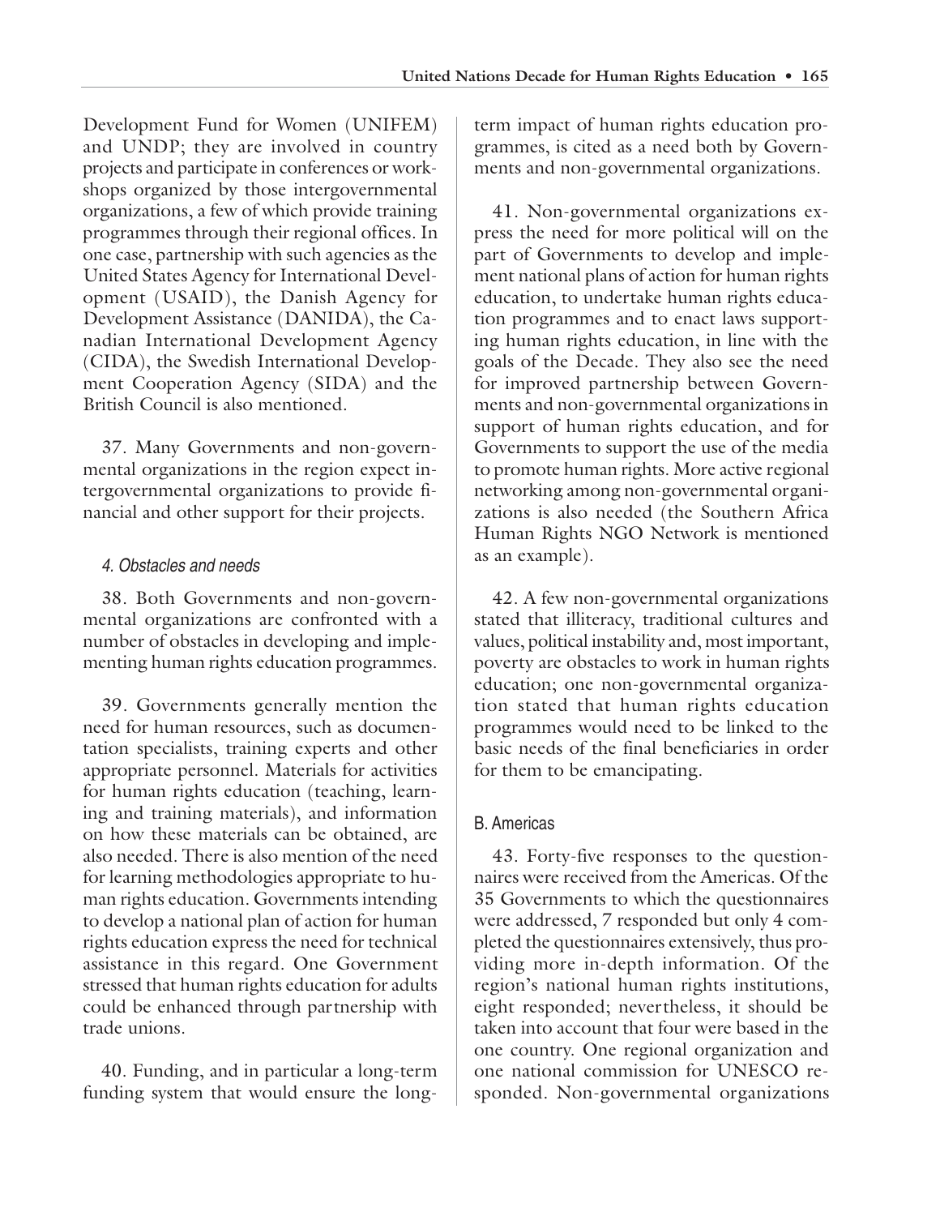Development Fund for Women (UNIFEM) and UNDP; they are involved in country projects and participate in conferences or workshops organized by those intergovernmental organizations, a few of which provide training programmes through their regional offices. In one case, partnership with such agencies as the United States Agency for International Development (USAID), the Danish Agency for Development Assistance (DANIDA), the Canadian International Development Agency (CIDA), the Swedish International Development Cooperation Agency (SIDA) and the British Council is also mentioned.

37. Many Governments and non-governmental organizations in the region expect intergovernmental organizations to provide financial and other support for their projects.

#### *4. Obstacles and needs*

38. Both Governments and non-governmental organizations are confronted with a number of obstacles in developing and implementing human rights education programmes.

39. Governments generally mention the need for human resources, such as documentation specialists, training experts and other appropriate personnel. Materials for activities for human rights education (teaching, learning and training materials), and information on how these materials can be obtained, are also needed. There is also mention of the need for learning methodologies appropriate to human rights education. Governments intending to develop a national plan of action for human rights education express the need for technical assistance in this regard. One Government stressed that human rights education for adults could be enhanced through partnership with trade unions.

40. Funding, and in particular a long-term funding system that would ensure the long-term impact of human rights education programmes, is cited as a need both by Governments and non-governmental organizations.

41. Non-governmental organizations express the need for more political will on the part of Governments to develop and implement national plans of action for human rights education, to undertake human rights education programmes and to enact laws supporting human rights education, in line with the goals of the Decade. They also see the need for improved partnership between Governments and non-governmental organizations in support of human rights education, and for Governments to support the use of the media to promote human rights. More active regional networking among non-governmental organizations is also needed (the Southern Africa Human Rights NGO Network is mentioned as an example).

42. A few non-governmental organizations stated that illiteracy, traditional cultures and values, political instability and, most important, poverty are obstacles to work in human rights education; one non-governmental organization stated that human rights education programmes would need to be linked to the basic needs of the final beneficiaries in order for them to be emancipating.

### B. Americas

43. Forty-five responses to the questionnaires were received from the Americas. Of the 35 Governments to which the questionnaires were addressed, 7 responded but only 4 completed the questionnaires extensively, thus providing more in-depth information. Of the region's national human rights institutions, eight responded; nevertheless, it should be taken into account that four were based in the one country. One regional organization and one national commission for UNESCO responded. Non-governmental organizations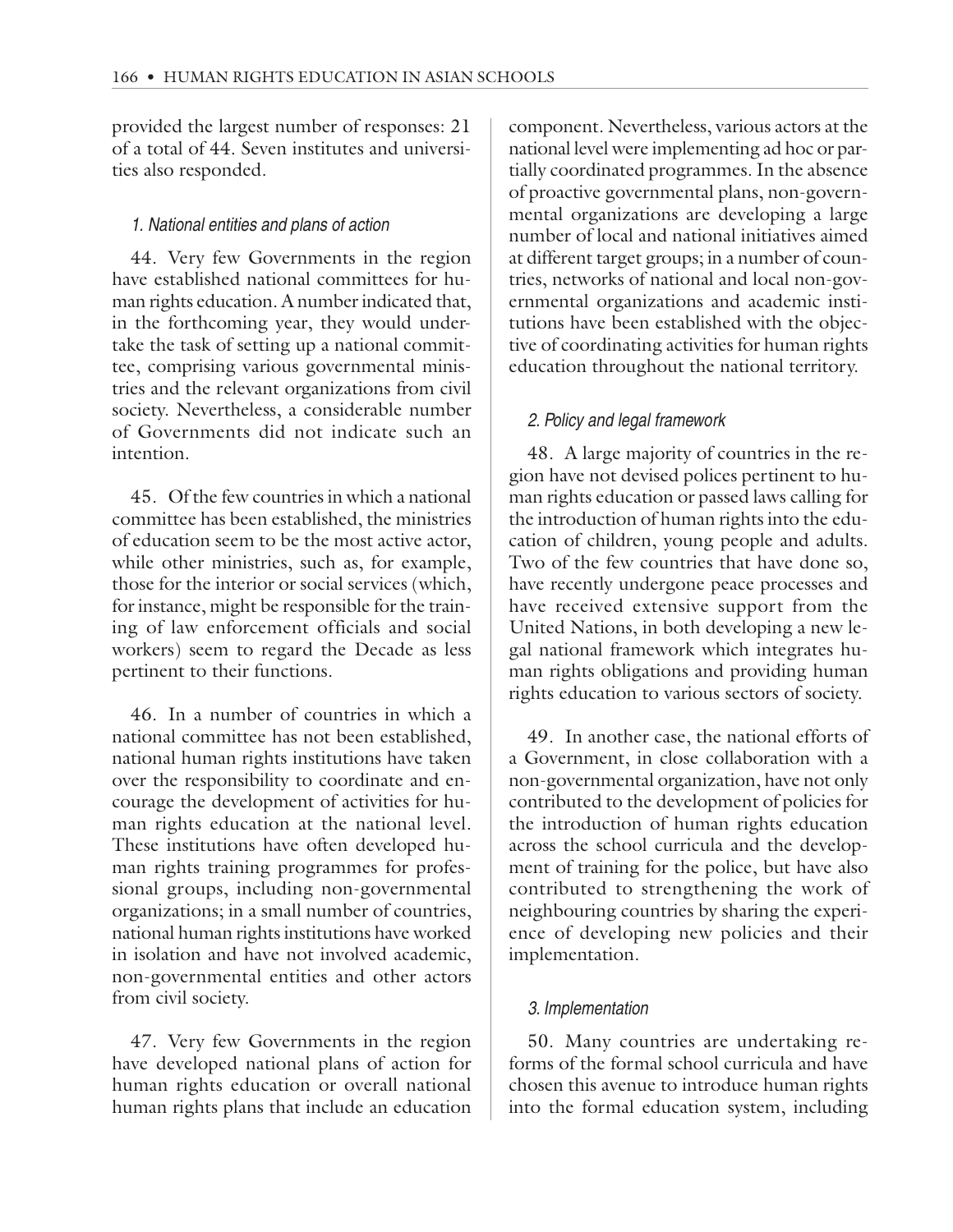provided the largest number of responses: 21 of a total of 44. Seven institutes and universities also responded.

### *1. National entities and plans of action*

44. Very few Governments in the region have established national committees for human rights education. A number indicated that, in the forthcoming year, they would undertake the task of setting up a national committee, comprising various governmental ministries and the relevant organizations from civil society. Nevertheless, a considerable number of Governments did not indicate such an intention.

45. Of the few countries in which a national committee has been established, the ministries of education seem to be the most active actor, while other ministries, such as, for example, those for the interior or social services (which, for instance, might be responsible for the training of law enforcement officials and social workers) seem to regard the Decade as less pertinent to their functions.

46. In a number of countries in which a national committee has not been established, national human rights institutions have taken over the responsibility to coordinate and encourage the development of activities for human rights education at the national level. These institutions have often developed human rights training programmes for professional groups, including non-governmental organizations; in a small number of countries, national human rights institutions have worked in isolation and have not involved academic, non-governmental entities and other actors from civil society.

47. Very few Governments in the region have developed national plans of action for human rights education or overall national human rights plans that include an education component. Nevertheless, various actors at the national level were implementing ad hoc or partially coordinated programmes. In the absence of proactive governmental plans, non-governmental organizations are developing a large number of local and national initiatives aimed at different target groups; in a number of countries, networks of national and local non-governmental organizations and academic institutions have been established with the objective of coordinating activities for human rights education throughout the national territory.

### *2. Policy and legal framework*

48. A large majority of countries in the region have not devised polices pertinent to human rights education or passed laws calling for the introduction of human rights into the education of children, young people and adults. Two of the few countries that have done so, have recently undergone peace processes and have received extensive support from the United Nations, in both developing a new legal national framework which integrates human rights obligations and providing human rights education to various sectors of society.

49. In another case, the national efforts of a Government, in close collaboration with a non-governmental organization, have not only contributed to the development of policies for the introduction of human rights education across the school curricula and the development of training for the police, but have also contributed to strengthening the work of neighbouring countries by sharing the experience of developing new policies and their implementation.

### *3. Implementation*

50. Many countries are undertaking reforms of the formal school curricula and have chosen this avenue to introduce human rights into the formal education system, including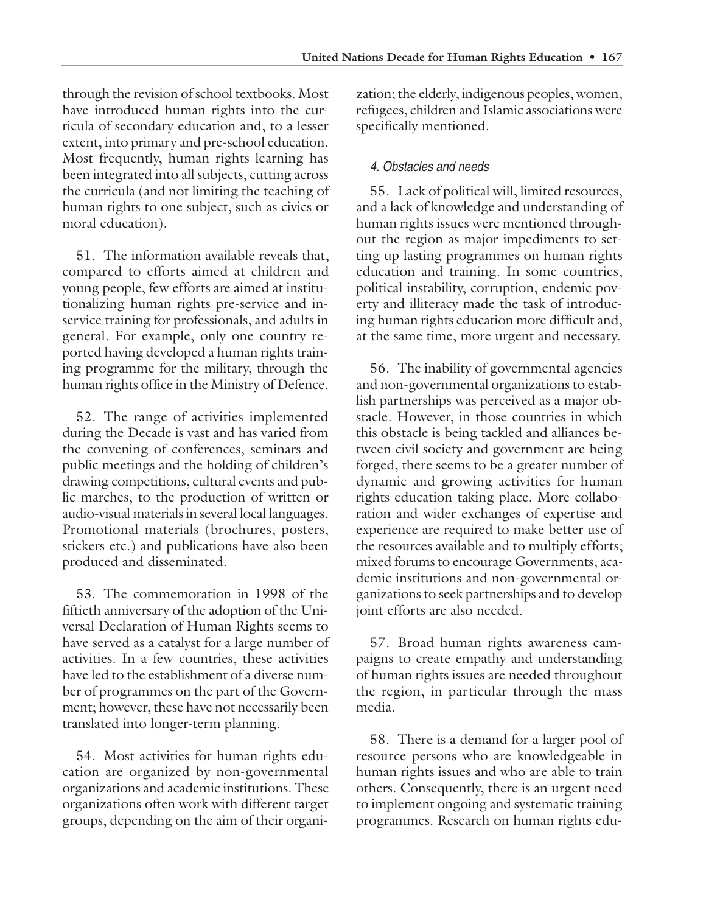through the revision of school textbooks. Most have introduced human rights into the curricula of secondary education and, to a lesser extent, into primary and pre-school education. Most frequently, human rights learning has been integrated into all subjects, cutting across the curricula (and not limiting the teaching of human rights to one subject, such as civics or moral education).

51. The information available reveals that, compared to efforts aimed at children and young people, few efforts are aimed at institutionalizing human rights pre-service and in-service training for professionals, and adults in general. For example, only one country reported having developed a human rights training programme for the military, through the human rights office in the Ministry of Defence.

52. The range of activities implemented during the Decade is vast and has varied from the convening of conferences, seminars and public meetings and the holding of children's drawing competitions, cultural events and public marches, to the production of written or audio-visual materials in several local languages. Promotional materials (brochures, posters, stickers etc.) and publications have also been produced and disseminated.

53. The commemoration in 1998 of the fiftieth anniversary of the adoption of the Universal Declaration of Human Rights seems to have served as a catalyst for a large number of activities. In a few countries, these activities have led to the establishment of a diverse number of programmes on the part of the Government; however, these have not necessarily been translated into longer-term planning.

54. Most activities for human rights education are organized by non-governmental organizations and academic institutions. These organizations often work with different target groups, depending on the aim of their organization; the elderly, indigenous peoples, women, refugees, children and Islamic associations were specifically mentioned.

#### *4. Obstacles and needs*

55. Lack of political will, limited resources, and a lack of knowledge and understanding of human rights issues were mentioned throughout the region as major impediments to setting up lasting programmes on human rights education and training. In some countries, political instability, corruption, endemic poverty and illiteracy made the task of introducing human rights education more difficult and, at the same time, more urgent and necessary.

56. The inability of governmental agencies and non-governmental organizations to establish partnerships was perceived as a major obstacle. However, in those countries in which this obstacle is being tackled and alliances between civil society and government are being forged, there seems to be a greater number of dynamic and growing activities for human rights education taking place. More collaboration and wider exchanges of expertise and experience are required to make better use of the resources available and to multiply efforts; mixed forums to encourage Governments, academic institutions and non-governmental organizations to seek partnerships and to develop joint efforts are also needed.

57. Broad human rights awareness campaigns to create empathy and understanding of human rights issues are needed throughout the region, in particular through the mass media.

58. There is a demand for a larger pool of resource persons who are knowledgeable in human rights issues and who are able to train others. Consequently, there is an urgent need to implement ongoing and systematic training programmes. Research on human rights edu-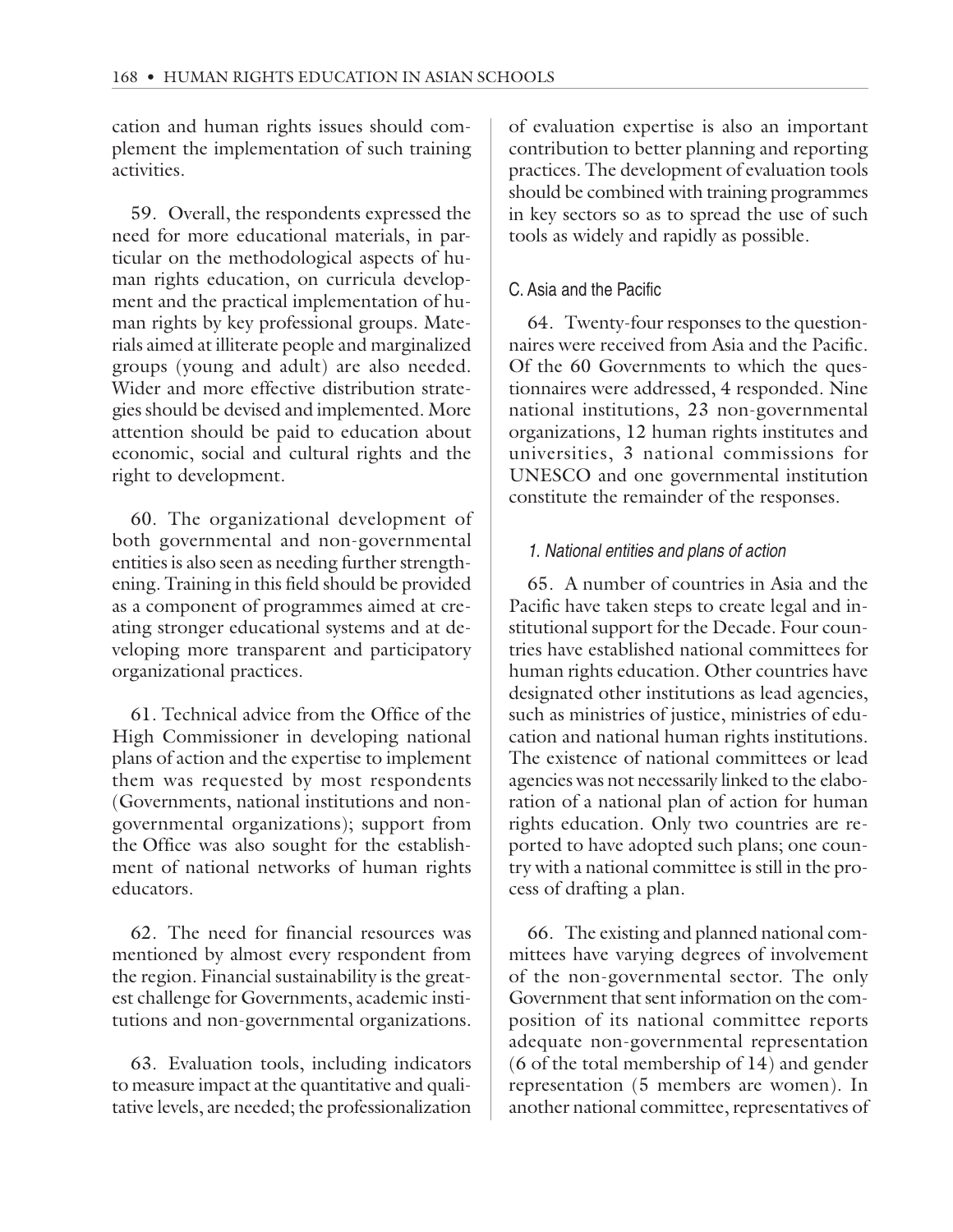cation and human rights issues should complement the implementation of such training activities.

59. Overall, the respondents expressed the need for more educational materials, in particular on the methodological aspects of human rights education, on curricula development and the practical implementation of human rights by key professional groups. Materials aimed at illiterate people and marginalized groups (young and adult) are also needed. Wider and more effective distribution strategies should be devised and implemented. More attention should be paid to education about economic, social and cultural rights and the right to development.

60. The organizational development of both governmental and non-governmental entities is also seen as needing further strengthening. Training in this field should be provided as a component of programmes aimed at creating stronger educational systems and at developing more transparent and participatory organizational practices.

61. Technical advice from the Office of the High Commissioner in developing national plans of action and the expertise to implement them was requested by most respondents (Governments, national institutions and non-governmental organizations); support from the Office was also sought for the establishment of national networks of human rights educators.

62. The need for financial resources was mentioned by almost every respondent from the region. Financial sustainability is the greatest challenge for Governments, academic institutions and non-governmental organizations.

63. Evaluation tools, including indicators to measure impact at the quantitative and qualitative levels, are needed; the professionalization of evaluation expertise is also an important contribution to better planning and reporting practices. The development of evaluation tools should be combined with training programmes in key sectors so as to spread the use of such tools as widely and rapidly as possible.

## C. Asia and the Pacific

64. Twenty-four responses to the questionnaires were received from Asia and the Pacific. Of the 60 Governments to which the questionnaires were addressed, 4 responded. Nine national institutions, 23 non-governmental organizations, 12 human rights institutes and universities, 3 national commissions for UNESCO and one governmental institution constitute the remainder of the responses.

### *1. National entities and plans of action*

65. A number of countries in Asia and the Pacific have taken steps to create legal and institutional support for the Decade. Four countries have established national committees for human rights education. Other countries have designated other institutions as lead agencies, such as ministries of justice, ministries of education and national human rights institutions. The existence of national committees or lead agencies was not necessarily linked to the elaboration of a national plan of action for human rights education. Only two countries are reported to have adopted such plans; one country with a national committee is still in the process of drafting a plan.

66. The existing and planned national committees have varying degrees of involvement of the non-governmental sector. The only Government that sent information on the composition of its national committee reports adequate non-governmental representation (6 of the total membership of 14) and gender representation (5 members are women). In another national committee, representatives of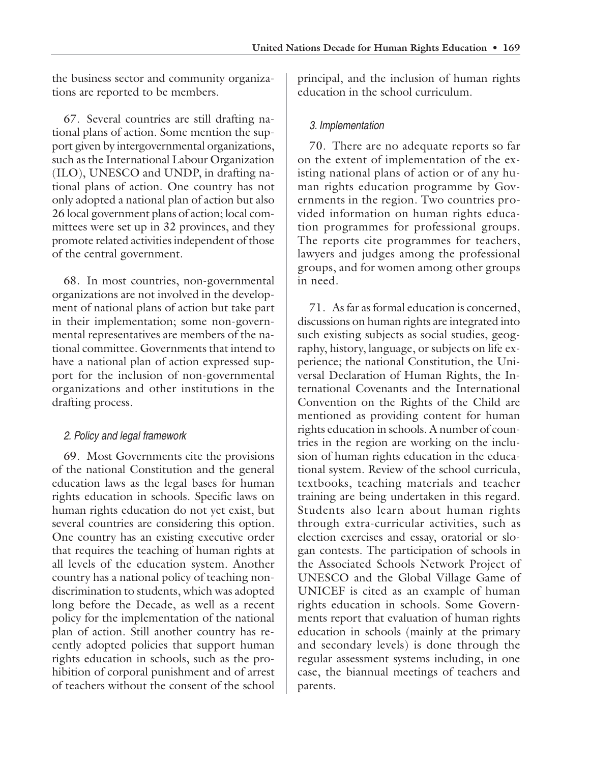the business sector and community organizations are reported to be members.

67. Several countries are still drafting national plans of action. Some mention the support given by intergovernmental organizations, such as the International Labour Organization (ILO), UNESCO and UNDP, in drafting national plans of action. One country has not only adopted a national plan of action but also 26 local government plans of action; local committees were set up in 32 provinces, and they promote related activities independent of those of the central government.

68. In most countries, non-governmental organizations are not involved in the development of national plans of action but take part in their implementation; some non-governmental representatives are members of the national committee. Governments that intend to have a national plan of action expressed support for the inclusion of non-governmental organizations and other institutions in the drafting process.

### *2. Policy and legal framework*

69. Most Governments cite the provisions of the national Constitution and the general education laws as the legal bases for human rights education in schools. Specific laws on human rights education do not yet exist, but several countries are considering this option. One country has an existing executive order that requires the teaching of human rights at all levels of the education system. Another country has a national policy of teaching non-discrimination to students, which was adopted long before the Decade, as well as a recent policy for the implementation of the national plan of action. Still another country has recently adopted policies that support human rights education in schools, such as the prohibition of corporal punishment and of arrest of teachers without the consent of the school principal, and the inclusion of human rights education in the school curriculum.

### *3. Implementation*

70. There are no adequate reports so far on the extent of implementation of the existing national plans of action or of any human rights education programme by Governments in the region. Two countries provided information on human rights education programmes for professional groups. The reports cite programmes for teachers, lawyers and judges among the professional groups, and for women among other groups in need.

71. As far as formal education is concerned, discussions on human rights are integrated into such existing subjects as social studies, geography, history, language, or subjects on life experience; the national Constitution, the Universal Declaration of Human Rights, the International Covenants and the International Convention on the Rights of the Child are mentioned as providing content for human rights education in schools. A number of countries in the region are working on the inclusion of human rights education in the educational system. Review of the school curricula, textbooks, teaching materials and teacher training are being undertaken in this regard. Students also learn about human rights through extra-curricular activities, such as election exercises and essay, oratorial or slogan contests. The participation of schools in the Associated Schools Network Project of UNESCO and the Global Village Game of UNICEF is cited as an example of human rights education in schools. Some Governments report that evaluation of human rights education in schools (mainly at the primary and secondary levels) is done through the regular assessment systems including, in one case, the biannual meetings of teachers and parents.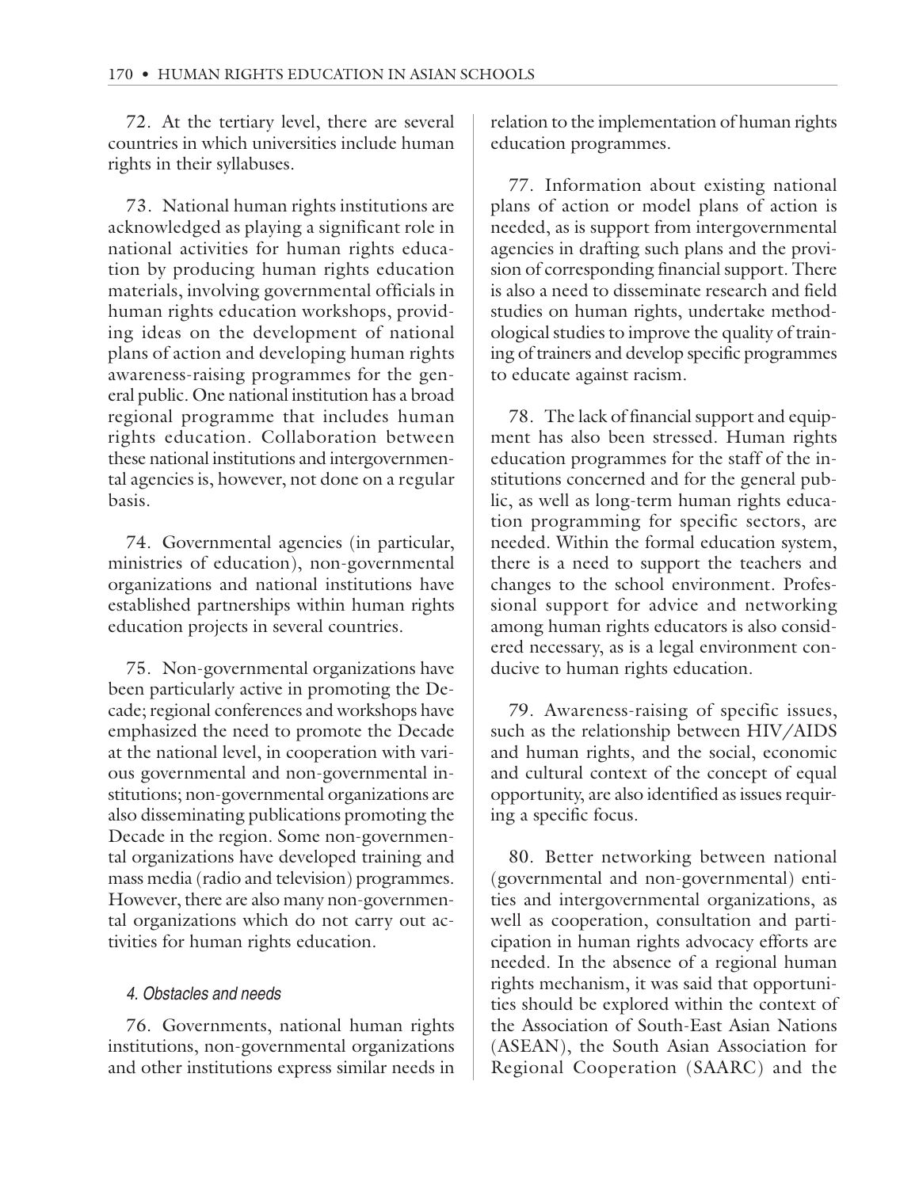72. At the tertiary level, there are several countries in which universities include human rights in their syllabuses.

73. National human rights institutions are acknowledged as playing a significant role in national activities for human rights education by producing human rights education materials, involving governmental officials in human rights education workshops, providing ideas on the development of national plans of action and developing human rights awareness-raising programmes for the general public. One national institution has a broad regional programme that includes human rights education. Collaboration between these national institutions and intergovernmental agencies is, however, not done on a regular basis.

74. Governmental agencies (in particular, ministries of education), non-governmental organizations and national institutions have established partnerships within human rights education projects in several countries.

75. Non-governmental organizations have been particularly active in promoting the Decade; regional conferences and workshops have emphasized the need to promote the Decade at the national level, in cooperation with various governmental and non-governmental institutions; non-governmental organizations are also disseminating publications promoting the Decade in the region. Some non-governmental organizations have developed training and mass media (radio and television) programmes. However, there are also many non-governmental organizations which do not carry out activities for human rights education.

#### *4. Obstacles and needs*

76. Governments, national human rights institutions, non-governmental organizations and other institutions express similar needs in relation to the implementation of human rights education programmes.

77. Information about existing national plans of action or model plans of action is needed, as is support from intergovernmental agencies in drafting such plans and the provision of corresponding financial support. There is also a need to disseminate research and field studies on human rights, undertake methodological studies to improve the quality of training of trainers and develop specific programmes to educate against racism.

78. The lack of financial support and equipment has also been stressed. Human rights education programmes for the staff of the institutions concerned and for the general public, as well as long-term human rights education programming for specific sectors, are needed. Within the formal education system, there is a need to support the teachers and changes to the school environment. Professional support for advice and networking among human rights educators is also considered necessary, as is a legal environment conducive to human rights education.

79. Awareness-raising of specific issues, such as the relationship between HIV/AIDS and human rights, and the social, economic and cultural context of the concept of equal opportunity, are also identified as issues requiring a specific focus.

80. Better networking between national (governmental and non-governmental) entities and intergovernmental organizations, as well as cooperation, consultation and participation in human rights advocacy efforts are needed. In the absence of a regional human rights mechanism, it was said that opportunities should be explored within the context of the Association of South-East Asian Nations (ASEAN), the South Asian Association for Regional Cooperation (SAARC) and the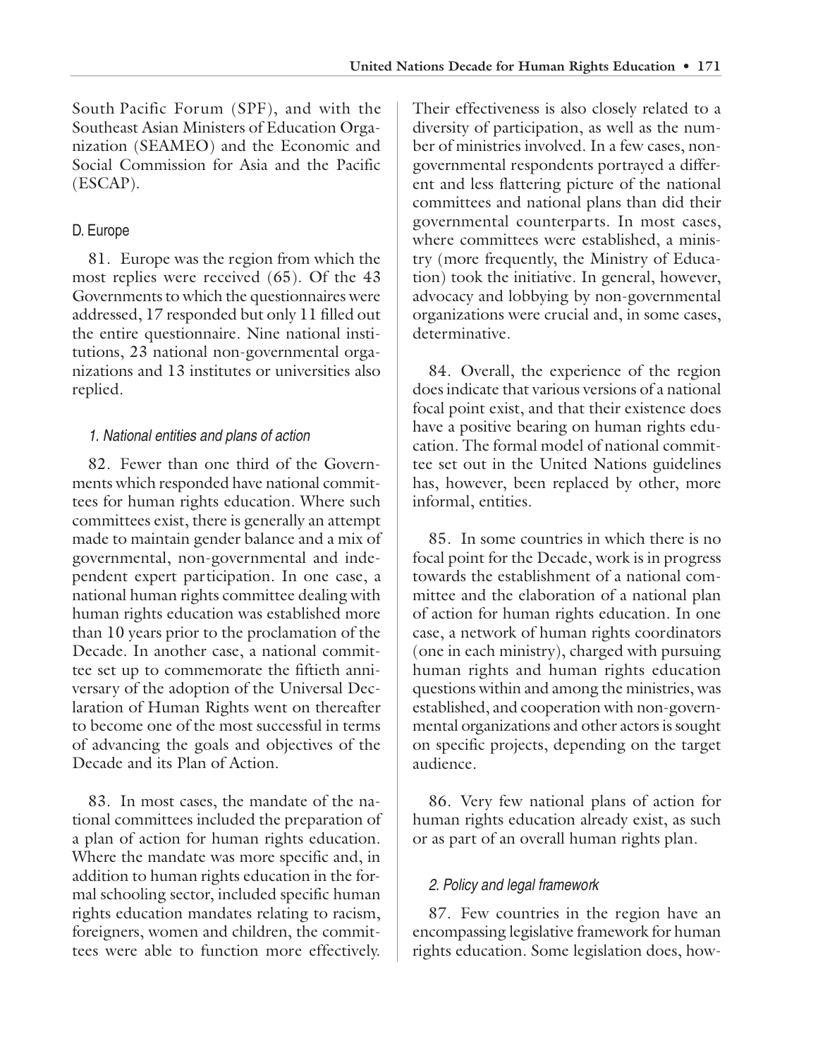South Pacific Forum (SPF), and with the Southeast Asian Ministers of Education Organization (SEAMEO) and the Economic and Social Commission for Asia and the Pacific (ESCAP).

### D. Europe

81. Europe was the region from which the most replies were received (65). Of the 43 Governments to which the questionnaires were addressed, 17 responded but only 11 filled out the entire questionnaire. Nine national institutions, 23 national non-governmental organizations and 13 institutes or universities also replied.

#### *1. National entities and plans of action*

82. Fewer than one third of the Governments which responded have national committees for human rights education. Where such committees exist, there is generally an attempt made to maintain gender balance and a mix of governmental, non-governmental and independent expert participation. In one case, a national human rights committee dealing with human rights education was established more than 10 years prior to the proclamation of the Decade. In another case, a national committee set up to commemorate the fiftieth anniversary of the adoption of the Universal Declaration of Human Rights went on thereafter to become one of the most successful in terms of advancing the goals and objectives of the Decade and its Plan of Action.

83. In most cases, the mandate of the national committees included the preparation of a plan of action for human rights education. Where the mandate was more specific and, in addition to human rights education in the formal schooling sector, included specific human rights education mandates relating to racism, foreigners, women and children, the committees were able to function more effectively. Their effectiveness is also closely related to a diversity of participation, as well as the number of ministries involved. In a few cases, non-governmental respondents portrayed a different and less flattering picture of the national committees and national plans than did their governmental counterparts. In most cases, where committees were established, a ministry (more frequently, the Ministry of Education) took the initiative. In general, however, advocacy and lobbying by non-governmental organizations were crucial and, in some cases, determinative.

84. Overall, the experience of the region does indicate that various versions of a national focal point exist, and that their existence does have a positive bearing on human rights education. The formal model of national committee set out in the United Nations guidelines has, however, been replaced by other, more informal, entities.

85. In some countries in which there is no focal point for the Decade, work is in progress towards the establishment of a national committee and the elaboration of a national plan of action for human rights education. In one case, a network of human rights coordinators (one in each ministry), charged with pursuing human rights and human rights education questions within and among the ministries, was established, and cooperation with non-governmental organizations and other actors is sought on specific projects, depending on the target audience.

86. Very few national plans of action for human rights education already exist, as such or as part of an overall human rights plan.

#### *2. Policy and legal framework*

87. Few countries in the region have an encompassing legislative framework for human rights education. Some legislation does, how-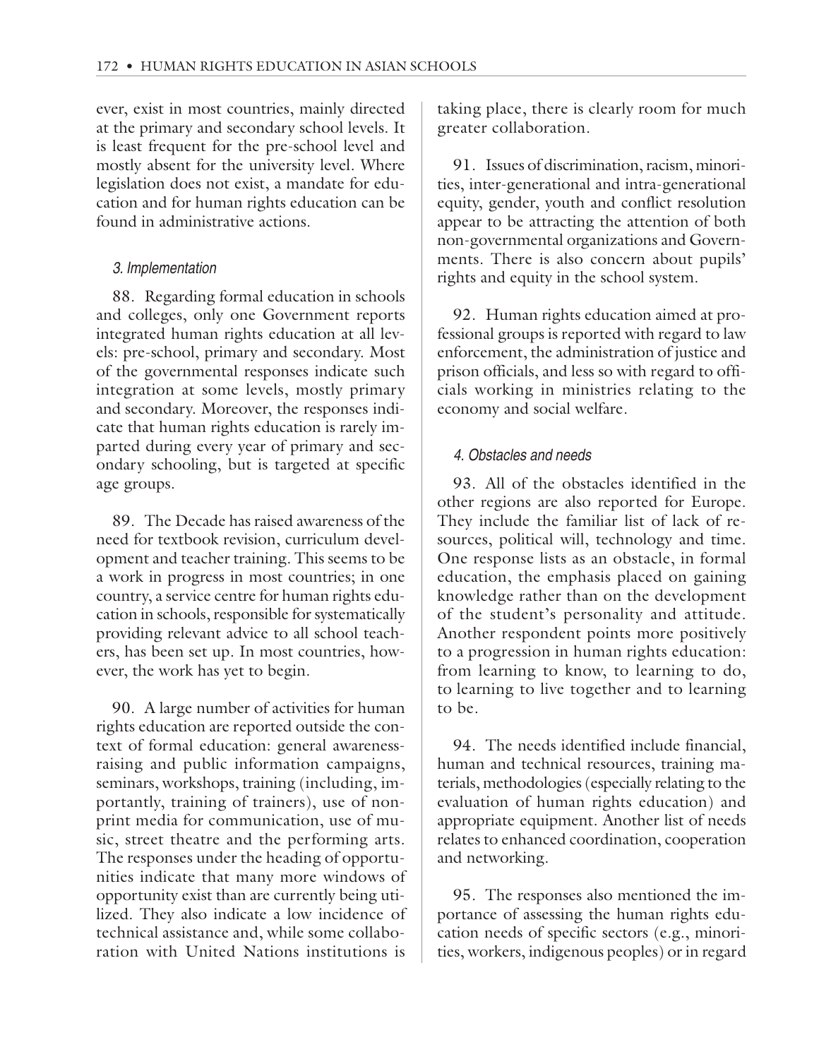ever, exist in most countries, mainly directed at the primary and secondary school levels. It is least frequent for the pre-school level and mostly absent for the university level. Where legislation does not exist, a mandate for education and for human rights education can be found in administrative actions.

### *3. Implementation*

88. Regarding formal education in schools and colleges, only one Government reports integrated human rights education at all levels: pre-school, primary and secondary. Most of the governmental responses indicate such integration at some levels, mostly primary and secondary. Moreover, the responses indicate that human rights education is rarely imparted during every year of primary and secondary schooling, but is targeted at specific age groups.

89. The Decade has raised awareness of the need for textbook revision, curriculum development and teacher training. This seems to be a work in progress in most countries; in one country, a service centre for human rights education in schools, responsible for systematically providing relevant advice to all school teachers, has been set up. In most countries, however, the work has yet to begin.

90. A large number of activities for human rights education are reported outside the context of formal education: general awareness-raising and public information campaigns, seminars, workshops, training (including, importantly, training of trainers), use of non-print media for communication, use of music, street theatre and the performing arts. The responses under the heading of opportunities indicate that many more windows of opportunity exist than are currently being utilized. They also indicate a low incidence of technical assistance and, while some collaboration with United Nations institutions is taking place, there is clearly room for much greater collaboration.

91. Issues of discrimination, racism, minorities, inter-generational and intra-generational equity, gender, youth and conflict resolution appear to be attracting the attention of both non-governmental organizations and Governments. There is also concern about pupils' rights and equity in the school system.

92. Human rights education aimed at professional groups is reported with regard to law enforcement, the administration of justice and prison officials, and less so with regard to officials working in ministries relating to the economy and social welfare.

### *4. Obstacles and needs*

93. All of the obstacles identified in the other regions are also reported for Europe. They include the familiar list of lack of resources, political will, technology and time. One response lists as an obstacle, in formal education, the emphasis placed on gaining knowledge rather than on the development of the student's personality and attitude. Another respondent points more positively to a progression in human rights education: from learning to know, to learning to do, to learning to live together and to learning to be.

94. The needs identified include financial, human and technical resources, training materials, methodologies (especially relating to the evaluation of human rights education) and appropriate equipment. Another list of needs relates to enhanced coordination, cooperation and networking.

95. The responses also mentioned the importance of assessing the human rights education needs of specific sectors (e.g., minorities, workers, indigenous peoples) or in regard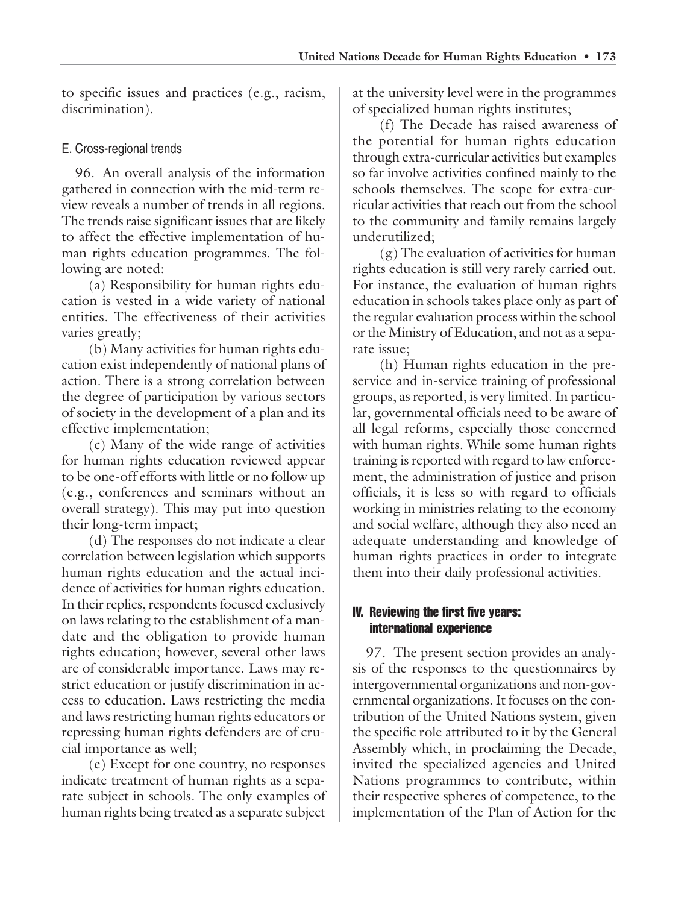to specific issues and practices (e.g., racism, discrimination).

### E. Cross-regional trends

96. An overall analysis of the information gathered in connection with the mid-term review reveals a number of trends in all regions. The trends raise significant issues that are likely to affect the effective implementation of human rights education programmes. The following are noted:

(a) Responsibility for human rights education is vested in a wide variety of national entities. The effectiveness of their activities varies greatly;

(b) Many activities for human rights education exist independently of national plans of action. There is a strong correlation between the degree of participation by various sectors of society in the development of a plan and its effective implementation;

(c) Many of the wide range of activities for human rights education reviewed appear to be one-off efforts with little or no follow up (e.g., conferences and seminars without an overall strategy). This may put into question their long-term impact;

(d) The responses do not indicate a clear correlation between legislation which supports human rights education and the actual incidence of activities for human rights education. In their replies, respondents focused exclusively on laws relating to the establishment of a mandate and the obligation to provide human rights education; however, several other laws are of considerable importance. Laws may restrict education or justify discrimination in access to education. Laws restricting the media and laws restricting human rights educators or repressing human rights defenders are of crucial importance as well;

(e) Except for one country, no responses indicate treatment of human rights as a separate subject in schools. The only examples of human rights being treated as a separate subject at the university level were in the programmes of specialized human rights institutes;

(f) The Decade has raised awareness of the potential for human rights education through extra-curricular activities but examples so far involve activities confined mainly to the schools themselves. The scope for extra-curricular activities that reach out from the school to the community and family remains largely underutilized;

(g) The evaluation of activities for human rights education is still very rarely carried out. For instance, the evaluation of human rights education in schools takes place only as part of the regular evaluation process within the school or the Ministry of Education, and not as a separate issue;

(h) Human rights education in the pre-service and in-service training of professional groups, as reported, is very limited. In particular, governmental officials need to be aware of all legal reforms, especially those concerned with human rights. While some human rights training is reported with regard to law enforcement, the administration of justice and prison officials, it is less so with regard to officials working in ministries relating to the economy and social welfare, although they also need an adequate understanding and knowledge of human rights practices in order to integrate them into their daily professional activities.

## IV. Reviewing the first five years: international experience

97. The present section provides an analysis of the responses to the questionnaires by intergovernmental organizations and non-governmental organizations. It focuses on the contribution of the United Nations system, given the specific role attributed to it by the General Assembly which, in proclaiming the Decade, invited the specialized agencies and United Nations programmes to contribute, within their respective spheres of competence, to the implementation of the Plan of Action for the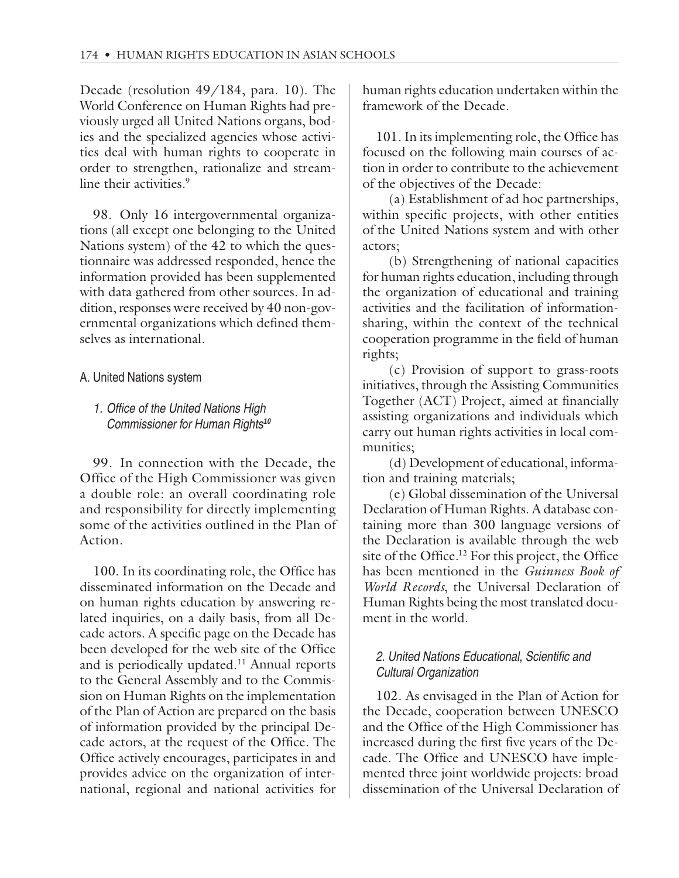Decade (resolution 49/184, para. 10). The World Conference on Human Rights had previously urged all United Nations organs, bodies and the specialized agencies whose activities deal with human rights to cooperate in order to strengthen, rationalize and streamline their activities.[9]

98. Only 16 intergovernmental organizations (all except one belonging to the United Nations system) of the 42 to which the questionnaire was addressed responded, hence the information provided has been supplemented with data gathered from other sources. In addition, responses were received by 40 non-governmental organizations which defined themselves as international.

## A. United Nations system

### *1. Office of the United Nations High Commissioner for Human Rights*[10]

99. In connection with the Decade, the Office of the High Commissioner was given a double role: an overall coordinating role and responsibility for directly implementing some of the activities outlined in the Plan of Action.

100. In its coordinating role, the Office has disseminated information on the Decade and on human rights education by answering related inquiries, on a daily basis, from all Decade actors. A specific page on the Decade has been developed for the web site of the Office and is periodically updated.[11] Annual reports to the General Assembly and to the Commission on Human Rights on the implementation of the Plan of Action are prepared on the basis of information provided by the principal Decade actors, at the request of the Office. The Office actively encourages, participates in and provides advice on the organization of international, regional and national activities for human rights education undertaken within the framework of the Decade.

101. In its implementing role, the Office has focused on the following main courses of action in order to contribute to the achievement of the objectives of the Decade:

(a) Establishment of ad hoc partnerships, within specific projects, with other entities of the United Nations system and with other actors;

(b) Strengthening of national capacities for human rights education, including through the organization of educational and training activities and the facilitation of information-sharing, within the context of the technical cooperation programme in the field of human rights;

(c) Provision of support to grass-roots initiatives, through the Assisting Communities Together (ACT) Project, aimed at financially assisting organizations and individuals which carry out human rights activities in local communities;

(d) Development of educational, information and training materials;

(e) Global dissemination of the Universal Declaration of Human Rights. A database containing more than 300 language versions of the Declaration is available through the web site of the Office.[12] For this project, the Office has been mentioned in the *Guinness Book of World Records*, the Universal Declaration of Human Rights being the most translated document in the world.

### *2. United Nations Educational, Scientific and Cultural Organization*

102. As envisaged in the Plan of Action for the Decade, cooperation between UNESCO and the Office of the High Commissioner has increased during the first five years of the Decade. The Office and UNESCO have implemented three joint worldwide projects: broad dissemination of the Universal Declaration of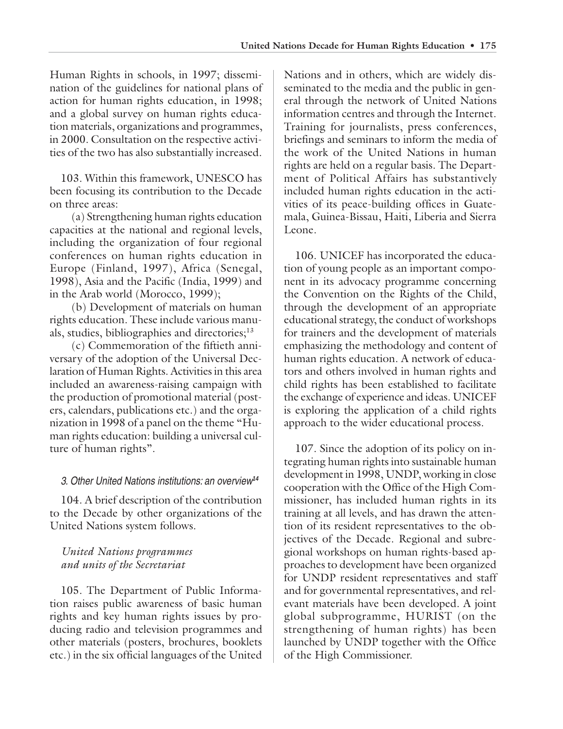Human Rights in schools, in 1997; dissemination of the guidelines for national plans of action for human rights education, in 1998; and a global survey on human rights education materials, organizations and programmes, in 2000. Consultation on the respective activities of the two has also substantially increased.

103. Within this framework, UNESCO has been focusing its contribution to the Decade on three areas:

(a) Strengthening human rights education capacities at the national and regional levels, including the organization of four regional conferences on human rights education in Europe (Finland, 1997), Africa (Senegal, 1998), Asia and the Pacific (India, 1999) and in the Arab world (Morocco, 1999);

(b) Development of materials on human rights education. These include various manuals, studies, bibliographies and directories;[13]

(c) Commemoration of the fiftieth anniversary of the adoption of the Universal Declaration of Human Rights. Activities in this area included an awareness-raising campaign with the production of promotional material (posters, calendars, publications etc.) and the organization in 1998 of a panel on the theme "Human rights education: building a universal culture of human rights".

### 3. Other United Nations institutions: an overview[14]

104. A brief description of the contribution to the Decade by other organizations of the United Nations system follows.

#### *United Nations programmes and units of the Secretariat*

105. The Department of Public Information raises public awareness of basic human rights and key human rights issues by producing radio and television programmes and other materials (posters, brochures, booklets etc.) in the six official languages of the United Nations and in others, which are widely disseminated to the media and the public in general through the network of United Nations information centres and through the Internet. Training for journalists, press conferences, briefings and seminars to inform the media of the work of the United Nations in human rights are held on a regular basis. The Department of Political Affairs has substantively included human rights education in the activities of its peace-building offices in Guatemala, Guinea-Bissau, Haiti, Liberia and Sierra Leone.

106. UNICEF has incorporated the education of young people as an important component in its advocacy programme concerning the Convention on the Rights of the Child, through the development of an appropriate educational strategy, the conduct of workshops for trainers and the development of materials emphasizing the methodology and content of human rights education. A network of educators and others involved in human rights and child rights has been established to facilitate the exchange of experience and ideas. UNICEF is exploring the application of a child rights approach to the wider educational process.

107. Since the adoption of its policy on integrating human rights into sustainable human development in 1998, UNDP, working in close cooperation with the Office of the High Commissioner, has included human rights in its training at all levels, and has drawn the attention of its resident representatives to the objectives of the Decade. Regional and subregional workshops on human rights-based approaches to development have been organized for UNDP resident representatives and staff and for governmental representatives, and relevant materials have been developed. A joint global subprogramme, HURIST (on the strengthening of human rights) has been launched by UNDP together with the Office of the High Commissioner.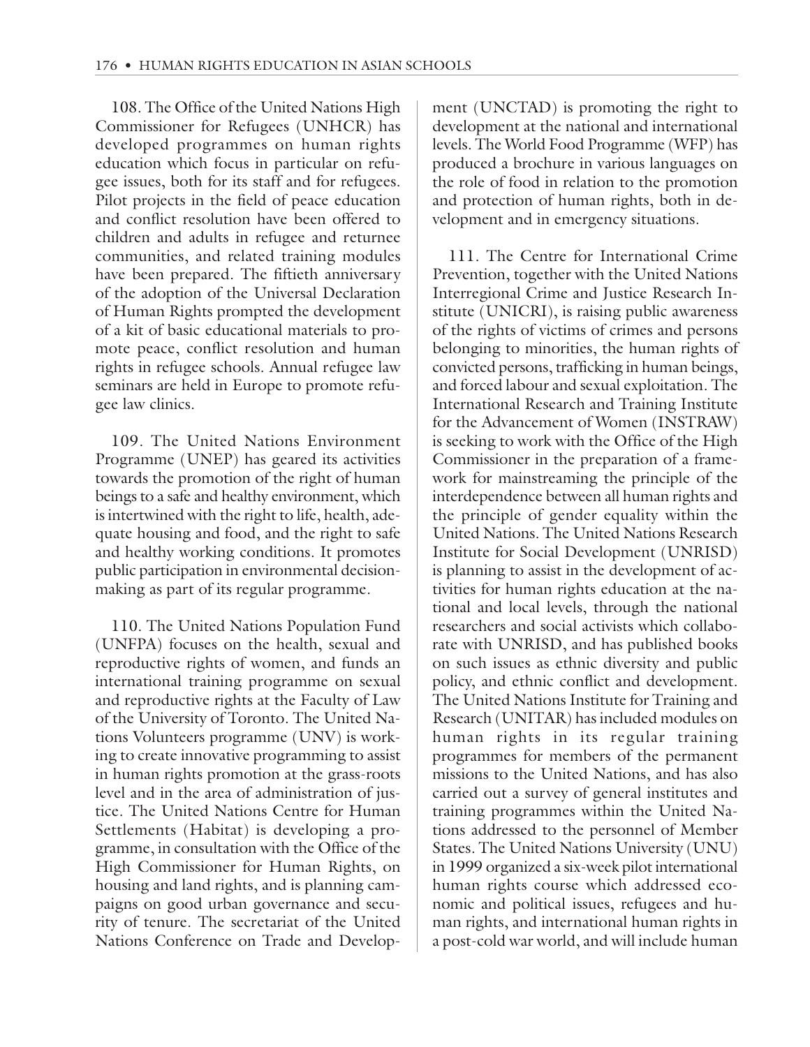108. The Office of the United Nations High Commissioner for Refugees (UNHCR) has developed programmes on human rights education which focus in particular on refugee issues, both for its staff and for refugees. Pilot projects in the field of peace education and conflict resolution have been offered to children and adults in refugee and returnee communities, and related training modules have been prepared. The fiftieth anniversary of the adoption of the Universal Declaration of Human Rights prompted the development of a kit of basic educational materials to promote peace, conflict resolution and human rights in refugee schools. Annual refugee law seminars are held in Europe to promote refugee law clinics.

109. The United Nations Environment Programme (UNEP) has geared its activities towards the promotion of the right of human beings to a safe and healthy environment, which is intertwined with the right to life, health, adequate housing and food, and the right to safe and healthy working conditions. It promotes public participation in environmental decision-making as part of its regular programme.

110. The United Nations Population Fund (UNFPA) focuses on the health, sexual and reproductive rights of women, and funds an international training programme on sexual and reproductive rights at the Faculty of Law of the University of Toronto. The United Nations Volunteers programme (UNV) is working to create innovative programming to assist in human rights promotion at the grass-roots level and in the area of administration of justice. The United Nations Centre for Human Settlements (Habitat) is developing a programme, in consultation with the Office of the High Commissioner for Human Rights, on housing and land rights, and is planning campaigns on good urban governance and security of tenure. The secretariat of the United Nations Conference on Trade and Development (UNCTAD) is promoting the right to development at the national and international levels. The World Food Programme (WFP) has produced a brochure in various languages on the role of food in relation to the promotion and protection of human rights, both in development and in emergency situations.

111. The Centre for International Crime Prevention, together with the United Nations Interregional Crime and Justice Research Institute (UNICRI), is raising public awareness of the rights of victims of crimes and persons belonging to minorities, the human rights of convicted persons, trafficking in human beings, and forced labour and sexual exploitation. The International Research and Training Institute for the Advancement of Women (INSTRAW) is seeking to work with the Office of the High Commissioner in the preparation of a framework for mainstreaming the principle of the interdependence between all human rights and the principle of gender equality within the United Nations. The United Nations Research Institute for Social Development (UNRISD) is planning to assist in the development of activities for human rights education at the national and local levels, through the national researchers and social activists which collaborate with UNRISD, and has published books on such issues as ethnic diversity and public policy, and ethnic conflict and development. The United Nations Institute for Training and Research (UNITAR) has included modules on human rights in its regular training programmes for members of the permanent missions to the United Nations, and has also carried out a survey of general institutes and training programmes within the United Nations addressed to the personnel of Member States. The United Nations University (UNU) in 1999 organized a six-week pilot international human rights course which addressed economic and political issues, refugees and human rights, and international human rights in a post-cold war world, and will include human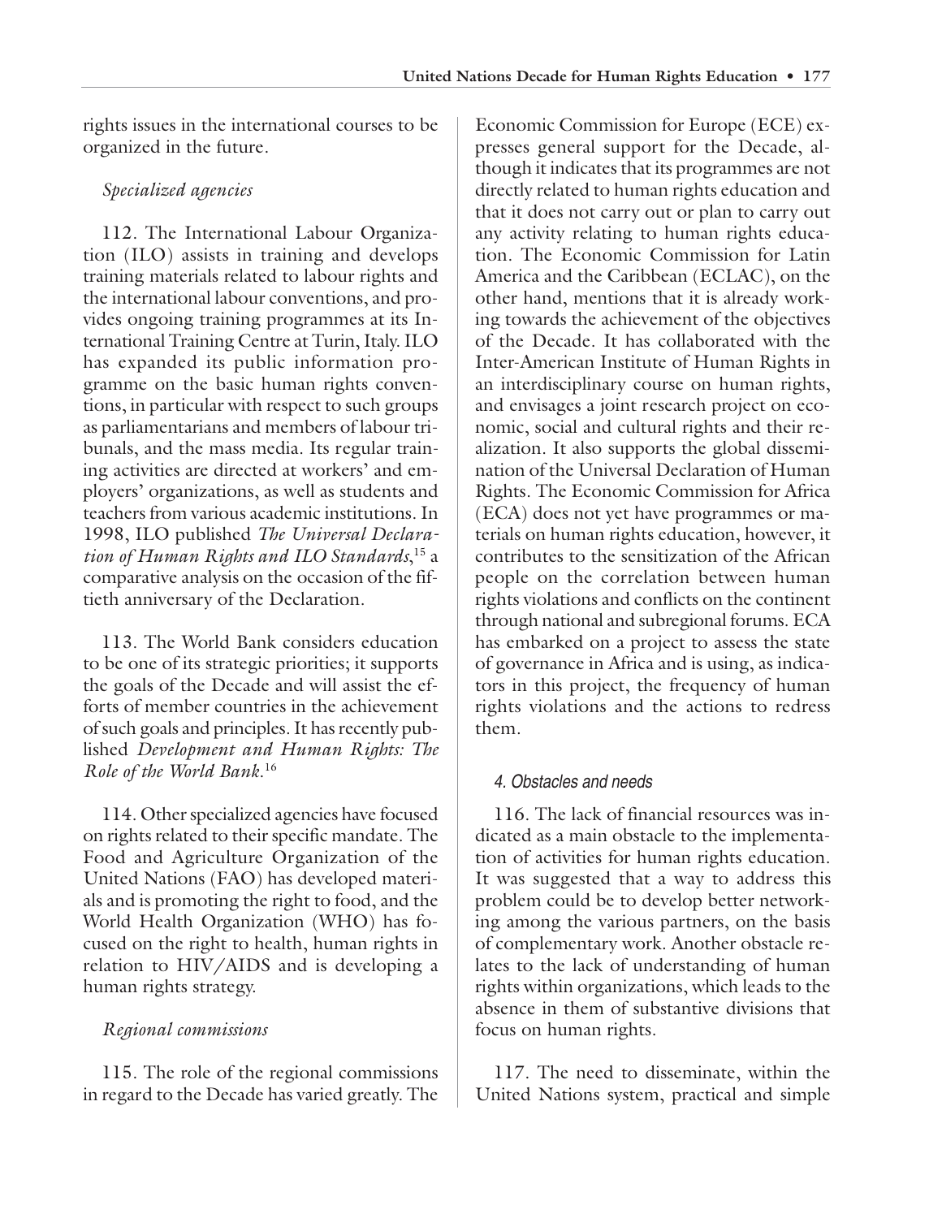rights issues in the international courses to be organized in the future.

*Specialized agencies*

112. The International Labour Organization (ILO) assists in training and develops training materials related to labour rights and the international labour conventions, and provides ongoing training programmes at its International Training Centre at Turin, Italy. ILO has expanded its public information programme on the basic human rights conventions, in particular with respect to such groups as parliamentarians and members of labour tribunals, and the mass media. Its regular training activities are directed at workers' and employers' organizations, as well as students and teachers from various academic institutions. In 1998, ILO published *The Universal Declaration of Human Rights and ILO Standards*,[15] a comparative analysis on the occasion of the fiftieth anniversary of the Declaration.

113. The World Bank considers education to be one of its strategic priorities; it supports the goals of the Decade and will assist the efforts of member countries in the achievement of such goals and principles. It has recently published *Development and Human Rights: The Role of the World Bank*.[16]

114. Other specialized agencies have focused on rights related to their specific mandate. The Food and Agriculture Organization of the United Nations (FAO) has developed materials and is promoting the right to food, and the World Health Organization (WHO) has focused on the right to health, human rights in relation to HIV/AIDS and is developing a human rights strategy.

*Regional commissions*

115. The role of the regional commissions in regard to the Decade has varied greatly. The Economic Commission for Europe (ECE) expresses general support for the Decade, although it indicates that its programmes are not directly related to human rights education and that it does not carry out or plan to carry out any activity relating to human rights education. The Economic Commission for Latin America and the Caribbean (ECLAC), on the other hand, mentions that it is already working towards the achievement of the objectives of the Decade. It has collaborated with the Inter-American Institute of Human Rights in an interdisciplinary course on human rights, and envisages a joint research project on economic, social and cultural rights and their realization. It also supports the global dissemination of the Universal Declaration of Human Rights. The Economic Commission for Africa (ECA) does not yet have programmes or materials on human rights education, however, it contributes to the sensitization of the African people on the correlation between human rights violations and conflicts on the continent through national and subregional forums. ECA has embarked on a project to assess the state of governance in Africa and is using, as indicators in this project, the frequency of human rights violations and the actions to redress them.

### 4. Obstacles and needs

116. The lack of financial resources was indicated as a main obstacle to the implementation of activities for human rights education. It was suggested that a way to address this problem could be to develop better networking among the various partners, on the basis of complementary work. Another obstacle relates to the lack of understanding of human rights within organizations, which leads to the absence in them of substantive divisions that focus on human rights.

117. The need to disseminate, within the United Nations system, practical and simple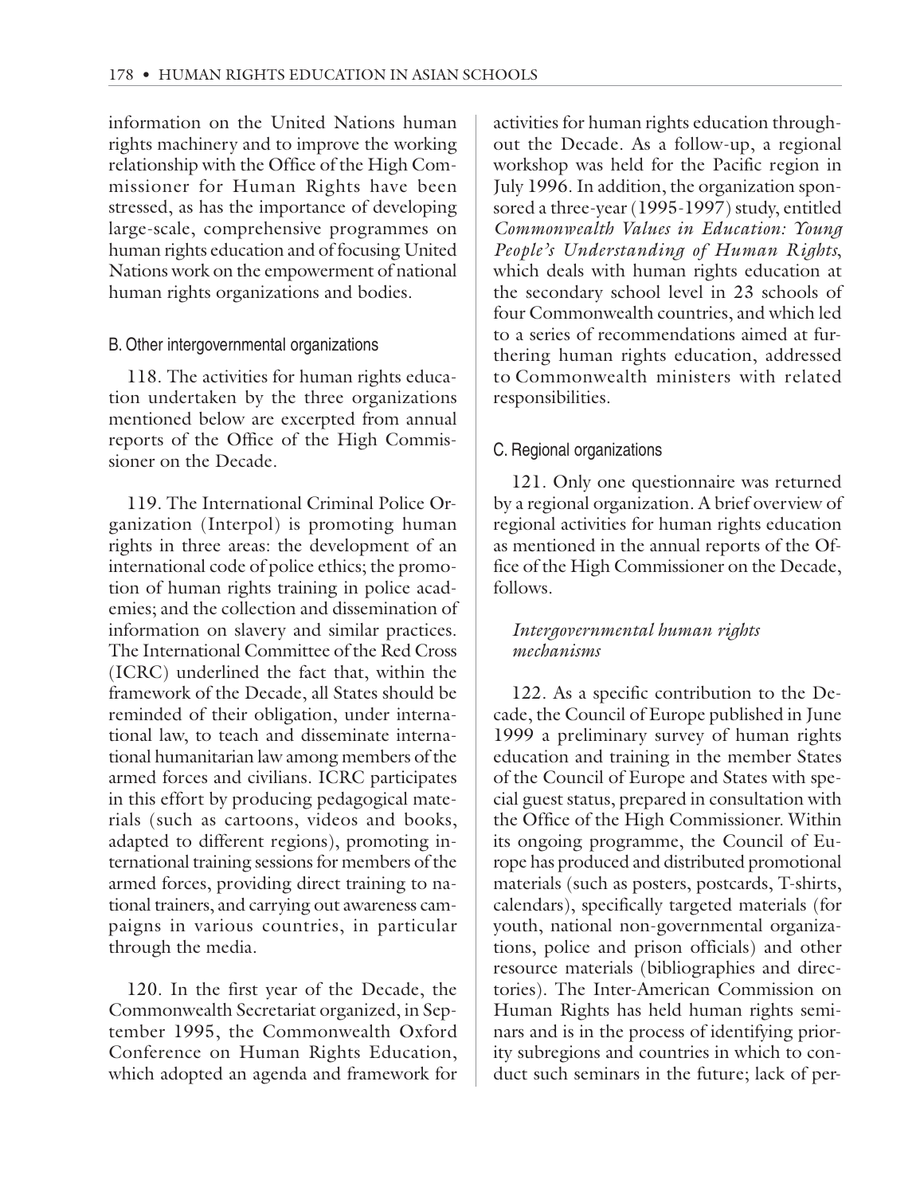information on the United Nations human rights machinery and to improve the working relationship with the Office of the High Commissioner for Human Rights have been stressed, as has the importance of developing large-scale, comprehensive programmes on human rights education and of focusing United Nations work on the empowerment of national human rights organizations and bodies.

### B. Other intergovernmental organizations

118. The activities for human rights education undertaken by the three organizations mentioned below are excerpted from annual reports of the Office of the High Commissioner on the Decade.

119. The International Criminal Police Organization (Interpol) is promoting human rights in three areas: the development of an international code of police ethics; the promotion of human rights training in police academies; and the collection and dissemination of information on slavery and similar practices. The International Committee of the Red Cross (ICRC) underlined the fact that, within the framework of the Decade, all States should be reminded of their obligation, under international law, to teach and disseminate international humanitarian law among members of the armed forces and civilians. ICRC participates in this effort by producing pedagogical materials (such as cartoons, videos and books, adapted to different regions), promoting international training sessions for members of the armed forces, providing direct training to national trainers, and carrying out awareness campaigns in various countries, in particular through the media.

120. In the first year of the Decade, the Commonwealth Secretariat organized, in September 1995, the Commonwealth Oxford Conference on Human Rights Education, which adopted an agenda and framework for activities for human rights education throughout the Decade. As a follow-up, a regional workshop was held for the Pacific region in July 1996. In addition, the organization sponsored a three-year (1995-1997) study, entitled *Commonwealth Values in Education: Young People's Understanding of Human Rights*, which deals with human rights education at the secondary school level in 23 schools of four Commonwealth countries, and which led to a series of recommendations aimed at furthering human rights education, addressed to Commonwealth ministers with related responsibilities.

### C. Regional organizations

121. Only one questionnaire was returned by a regional organization. A brief overview of regional activities for human rights education as mentioned in the annual reports of the Office of the High Commissioner on the Decade, follows.

#### *Intergovernmental human rights mechanisms*

122. As a specific contribution to the Decade, the Council of Europe published in June 1999 a preliminary survey of human rights education and training in the member States of the Council of Europe and States with special guest status, prepared in consultation with the Office of the High Commissioner. Within its ongoing programme, the Council of Europe has produced and distributed promotional materials (such as posters, postcards, T-shirts, calendars), specifically targeted materials (for youth, national non-governmental organizations, police and prison officials) and other resource materials (bibliographies and directories). The Inter-American Commission on Human Rights has held human rights seminars and is in the process of identifying priority subregions and countries in which to conduct such seminars in the future; lack of per-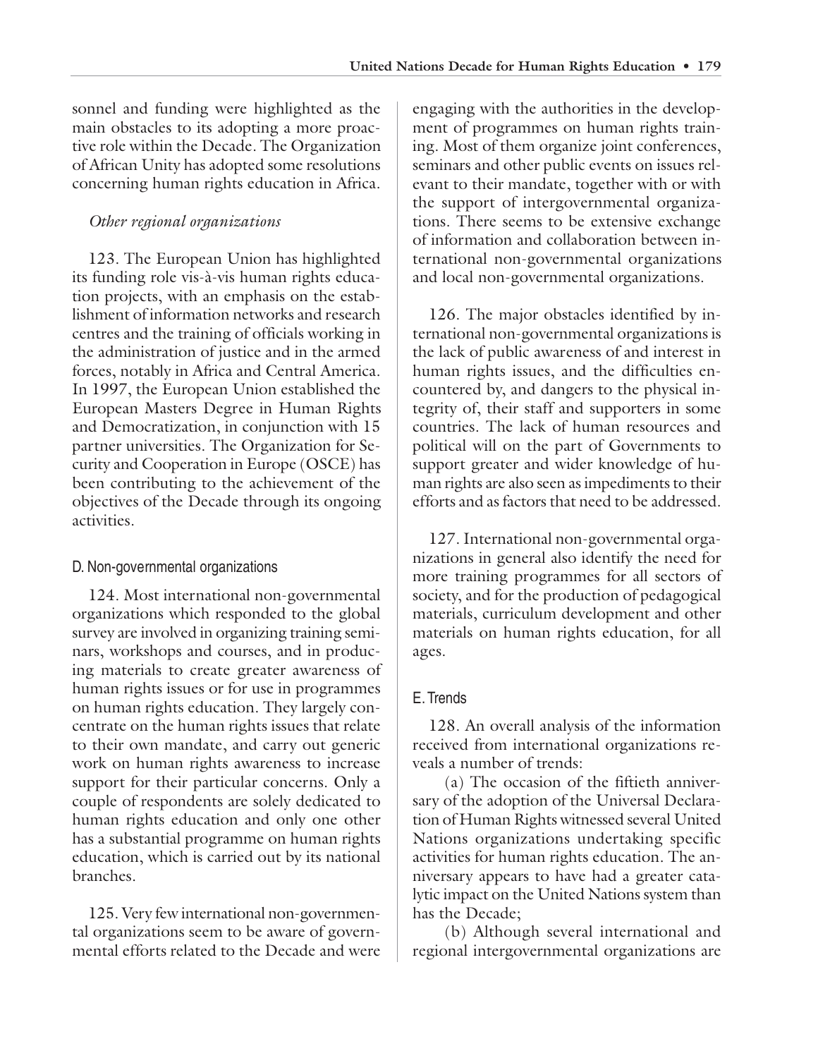sonnel and funding were highlighted as the main obstacles to its adopting a more proactive role within the Decade. The Organization of African Unity has adopted some resolutions concerning human rights education in Africa.

*Other regional organizations*

123. The European Union has highlighted its funding role vis-à-vis human rights education projects, with an emphasis on the establishment of information networks and research centres and the training of officials working in the administration of justice and in the armed forces, notably in Africa and Central America. In 1997, the European Union established the European Masters Degree in Human Rights and Democratization, in conjunction with 15 partner universities. The Organization for Security and Cooperation in Europe (OSCE) has been contributing to the achievement of the objectives of the Decade through its ongoing activities.

### D. Non-governmental organizations

124. Most international non-governmental organizations which responded to the global survey are involved in organizing training seminars, workshops and courses, and in producing materials to create greater awareness of human rights issues or for use in programmes on human rights education. They largely concentrate on the human rights issues that relate to their own mandate, and carry out generic work on human rights awareness to increase support for their particular concerns. Only a couple of respondents are solely dedicated to human rights education and only one other has a substantial programme on human rights education, which is carried out by its national branches.

125. Very few international non-governmental organizations seem to be aware of governmental efforts related to the Decade and were engaging with the authorities in the development of programmes on human rights training. Most of them organize joint conferences, seminars and other public events on issues relevant to their mandate, together with or with the support of intergovernmental organizations. There seems to be extensive exchange of information and collaboration between international non-governmental organizations and local non-governmental organizations.

126. The major obstacles identified by international non-governmental organizations is the lack of public awareness of and interest in human rights issues, and the difficulties encountered by, and dangers to the physical integrity of, their staff and supporters in some countries. The lack of human resources and political will on the part of Governments to support greater and wider knowledge of human rights are also seen as impediments to their efforts and as factors that need to be addressed.

127. International non-governmental organizations in general also identify the need for more training programmes for all sectors of society, and for the production of pedagogical materials, curriculum development and other materials on human rights education, for all ages.

### E. Trends

128. An overall analysis of the information received from international organizations reveals a number of trends:

(a) The occasion of the fiftieth anniversary of the adoption of the Universal Declaration of Human Rights witnessed several United Nations organizations undertaking specific activities for human rights education. The anniversary appears to have had a greater catalytic impact on the United Nations system than has the Decade;

(b) Although several international and regional intergovernmental organizations are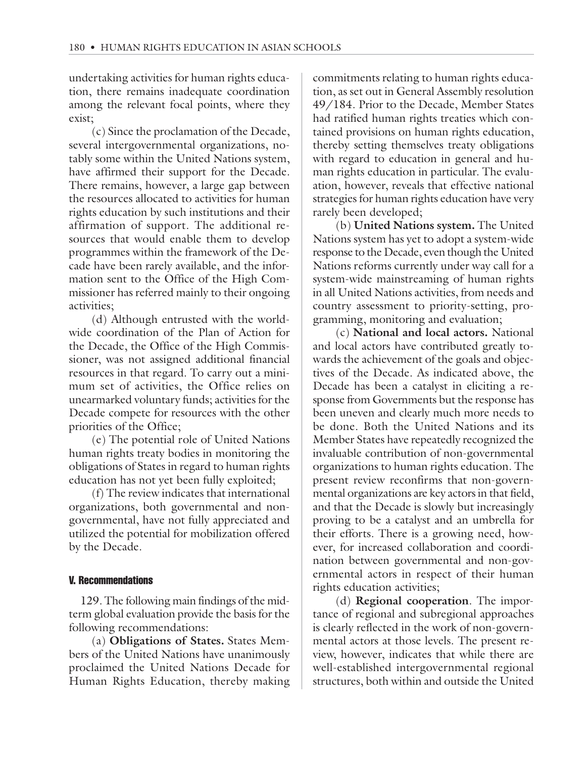undertaking activities for human rights education, there remains inadequate coordination among the relevant focal points, where they exist;

(c) Since the proclamation of the Decade, several intergovernmental organizations, notably some within the United Nations system, have affirmed their support for the Decade. There remains, however, a large gap between the resources allocated to activities for human rights education by such institutions and their affirmation of support. The additional resources that would enable them to develop programmes within the framework of the Decade have been rarely available, and the information sent to the Office of the High Commissioner has referred mainly to their ongoing activities;

(d) Although entrusted with the worldwide coordination of the Plan of Action for the Decade, the Office of the High Commissioner, was not assigned additional financial resources in that regard. To carry out a minimum set of activities, the Office relies on unearmarked voluntary funds; activities for the Decade compete for resources with the other priorities of the Office;

(e) The potential role of United Nations human rights treaty bodies in monitoring the obligations of States in regard to human rights education has not yet been fully exploited;

(f) The review indicates that international organizations, both governmental and non-governmental, have not fully appreciated and utilized the potential for mobilization offered by the Decade.

## V. Recommendations

129. The following main findings of the mid-term global evaluation provide the basis for the following recommendations:

(a) **Obligations of States.** States Members of the United Nations have unanimously proclaimed the United Nations Decade for Human Rights Education, thereby making commitments relating to human rights education, as set out in General Assembly resolution 49/184. Prior to the Decade, Member States had ratified human rights treaties which contained provisions on human rights education, thereby setting themselves treaty obligations with regard to education in general and human rights education in particular. The evaluation, however, reveals that effective national strategies for human rights education have very rarely been developed;

(b) **United Nations system.** The United Nations system has yet to adopt a system-wide response to the Decade, even though the United Nations reforms currently under way call for a system-wide mainstreaming of human rights in all United Nations activities, from needs and country assessment to priority-setting, programming, monitoring and evaluation;

(c) **National and local actors.** National and local actors have contributed greatly towards the achievement of the goals and objectives of the Decade. As indicated above, the Decade has been a catalyst in eliciting a response from Governments but the response has been uneven and clearly much more needs to be done. Both the United Nations and its Member States have repeatedly recognized the invaluable contribution of non-governmental organizations to human rights education. The present review reconfirms that non-governmental organizations are key actors in that field, and that the Decade is slowly but increasingly proving to be a catalyst and an umbrella for their efforts. There is a growing need, however, for increased collaboration and coordination between governmental and non-governmental actors in respect of their human rights education activities;

(d) **Regional cooperation**. The importance of regional and subregional approaches is clearly reflected in the work of non-governmental actors at those levels. The present review, however, indicates that while there are well-established intergovernmental regional structures, both within and outside the United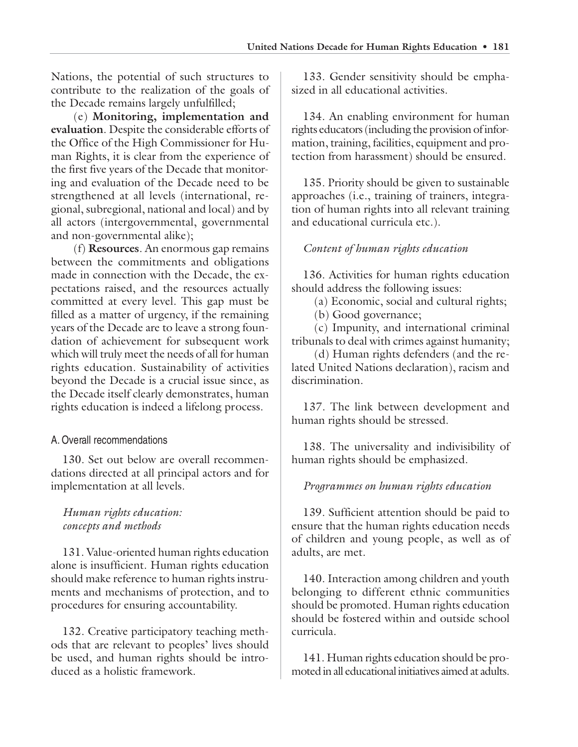Nations, the potential of such structures to contribute to the realization of the goals of the Decade remains largely unfulfilled;

(e) **Monitoring, implementation and evaluation**. Despite the considerable efforts of the Office of the High Commissioner for Human Rights, it is clear from the experience of the first five years of the Decade that monitoring and evaluation of the Decade need to be strengthened at all levels (international, regional, subregional, national and local) and by all actors (intergovernmental, governmental and non-governmental alike);

(f) **Resources**. An enormous gap remains between the commitments and obligations made in connection with the Decade, the expectations raised, and the resources actually committed at every level. This gap must be filled as a matter of urgency, if the remaining years of the Decade are to leave a strong foundation of achievement for subsequent work which will truly meet the needs of all for human rights education. Sustainability of activities beyond the Decade is a crucial issue since, as the Decade itself clearly demonstrates, human rights education is indeed a lifelong process.

## A. Overall recommendations

130. Set out below are overall recommendations directed at all principal actors and for implementation at all levels.

### *Human rights education: concepts and methods*

131. Value-oriented human rights education alone is insufficient. Human rights education should make reference to human rights instruments and mechanisms of protection, and to procedures for ensuring accountability.

132. Creative participatory teaching methods that are relevant to peoples' lives should be used, and human rights should be introduced as a holistic framework.

133. Gender sensitivity should be emphasized in all educational activities.

134. An enabling environment for human rights educators (including the provision of information, training, facilities, equipment and protection from harassment) should be ensured.

135. Priority should be given to sustainable approaches (i.e., training of trainers, integration of human rights into all relevant training and educational curricula etc.).

### *Content of human rights education*

136. Activities for human rights education should address the following issues:

(a) Economic, social and cultural rights;

(b) Good governance;

(c) Impunity, and international criminal tribunals to deal with crimes against humanity;

(d) Human rights defenders (and the related United Nations declaration), racism and discrimination.

137. The link between development and human rights should be stressed.

138. The universality and indivisibility of human rights should be emphasized.

### *Programmes on human rights education*

139. Sufficient attention should be paid to ensure that the human rights education needs of children and young people, as well as of adults, are met.

140. Interaction among children and youth belonging to different ethnic communities should be promoted. Human rights education should be fostered within and outside school curricula.

141. Human rights education should be promoted in all educational initiatives aimed at adults.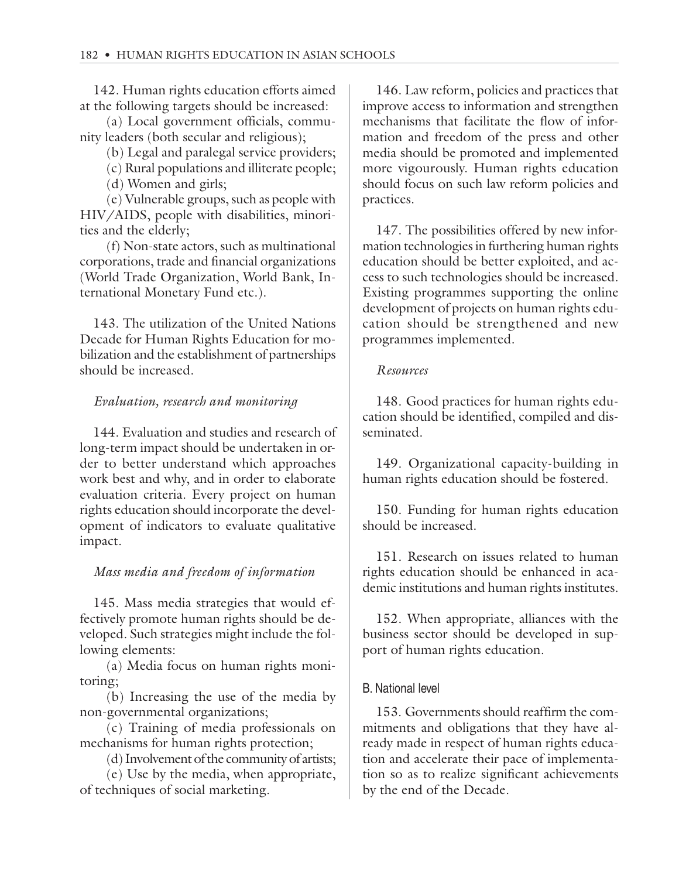142. Human rights education efforts aimed at the following targets should be increased:

(a) Local government officials, community leaders (both secular and religious);

(b) Legal and paralegal service providers;

(c) Rural populations and illiterate people;

(d) Women and girls;

(e) Vulnerable groups, such as people with HIV/AIDS, people with disabilities, minorities and the elderly;

(f) Non-state actors, such as multinational corporations, trade and financial organizations (World Trade Organization, World Bank, International Monetary Fund etc.).

143. The utilization of the United Nations Decade for Human Rights Education for mobilization and the establishment of partnerships should be increased.

*Evaluation, research and monitoring*

144. Evaluation and studies and research of long-term impact should be undertaken in order to better understand which approaches work best and why, and in order to elaborate evaluation criteria. Every project on human rights education should incorporate the development of indicators to evaluate qualitative impact.

*Mass media and freedom of information*

145. Mass media strategies that would effectively promote human rights should be developed. Such strategies might include the following elements:

(a) Media focus on human rights monitoring;

(b) Increasing the use of the media by non-governmental organizations;

(c) Training of media professionals on mechanisms for human rights protection;

(d) Involvement of the community of artists;

(e) Use by the media, when appropriate, of techniques of social marketing.

146. Law reform, policies and practices that improve access to information and strengthen mechanisms that facilitate the flow of information and freedom of the press and other media should be promoted and implemented more vigourously. Human rights education should focus on such law reform policies and practices.

147. The possibilities offered by new information technologies in furthering human rights education should be better exploited, and access to such technologies should be increased. Existing programmes supporting the online development of projects on human rights education should be strengthened and new programmes implemented.

*Resources*

148. Good practices for human rights education should be identified, compiled and disseminated.

149. Organizational capacity-building in human rights education should be fostered.

150. Funding for human rights education should be increased.

151. Research on issues related to human rights education should be enhanced in academic institutions and human rights institutes.

152. When appropriate, alliances with the business sector should be developed in support of human rights education.

### B. National level

153. Governments should reaffirm the commitments and obligations that they have already made in respect of human rights education and accelerate their pace of implementation so as to realize significant achievements by the end of the Decade.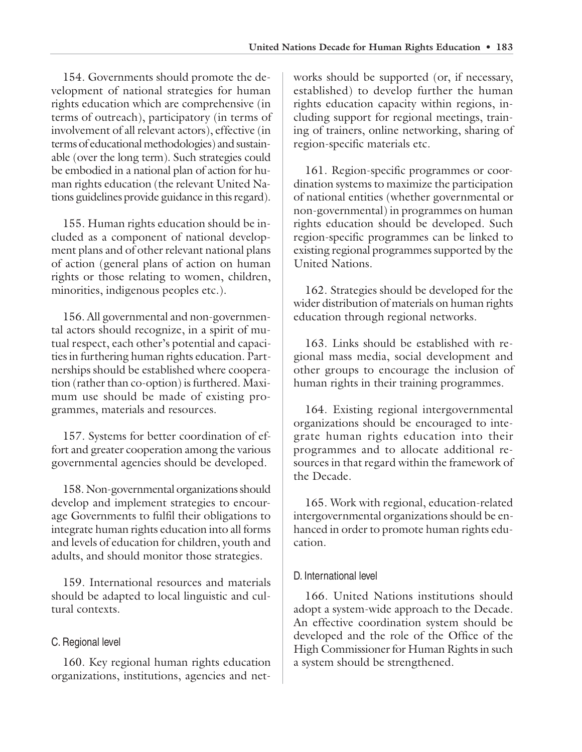154. Governments should promote the development of national strategies for human rights education which are comprehensive (in terms of outreach), participatory (in terms of involvement of all relevant actors), effective (in terms of educational methodologies) and sustainable (over the long term). Such strategies could be embodied in a national plan of action for human rights education (the relevant United Nations guidelines provide guidance in this regard).

155. Human rights education should be included as a component of national development plans and of other relevant national plans of action (general plans of action on human rights or those relating to women, children, minorities, indigenous peoples etc.).

156. All governmental and non-governmental actors should recognize, in a spirit of mutual respect, each other's potential and capacities in furthering human rights education. Partnerships should be established where cooperation (rather than co-option) is furthered. Maximum use should be made of existing programmes, materials and resources.

157. Systems for better coordination of effort and greater cooperation among the various governmental agencies should be developed.

158. Non-governmental organizations should develop and implement strategies to encourage Governments to fulfil their obligations to integrate human rights education into all forms and levels of education for children, youth and adults, and should monitor those strategies.

159. International resources and materials should be adapted to local linguistic and cultural contexts.

### C. Regional level

160. Key regional human rights education organizations, institutions, agencies and networks should be supported (or, if necessary, established) to develop further the human rights education capacity within regions, including support for regional meetings, training of trainers, online networking, sharing of region-specific materials etc.

161. Region-specific programmes or coordination systems to maximize the participation of national entities (whether governmental or non-governmental) in programmes on human rights education should be developed. Such region-specific programmes can be linked to existing regional programmes supported by the United Nations.

162. Strategies should be developed for the wider distribution of materials on human rights education through regional networks.

163. Links should be established with regional mass media, social development and other groups to encourage the inclusion of human rights in their training programmes.

164. Existing regional intergovernmental organizations should be encouraged to integrate human rights education into their programmes and to allocate additional resources in that regard within the framework of the Decade.

165. Work with regional, education-related intergovernmental organizations should be enhanced in order to promote human rights education.

### D. International level

166. United Nations institutions should adopt a system-wide approach to the Decade. An effective coordination system should be developed and the role of the Office of the High Commissioner for Human Rights in such a system should be strengthened.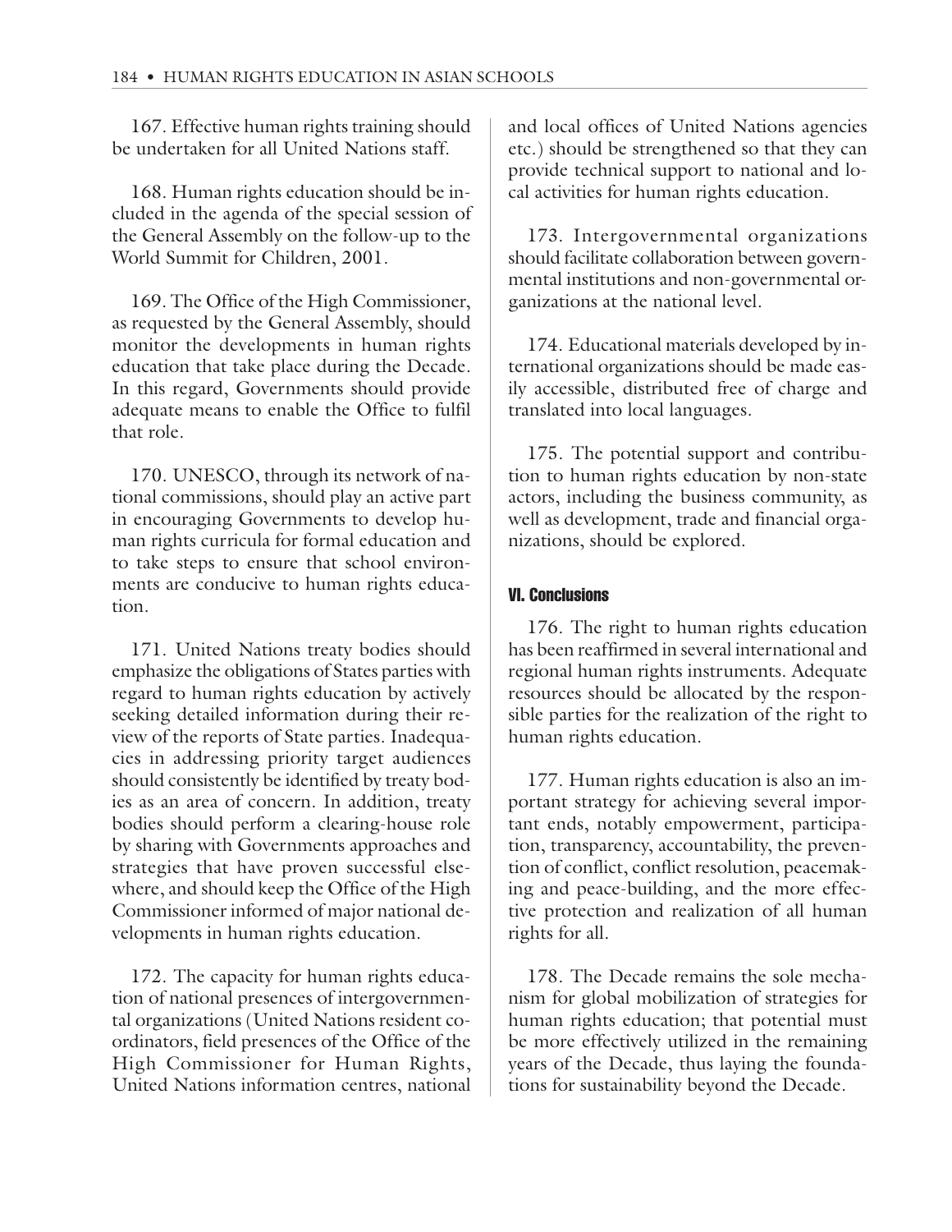167. Effective human rights training should be undertaken for all United Nations staff.

168. Human rights education should be included in the agenda of the special session of the General Assembly on the follow-up to the World Summit for Children, 2001.

169. The Office of the High Commissioner, as requested by the General Assembly, should monitor the developments in human rights education that take place during the Decade. In this regard, Governments should provide adequate means to enable the Office to fulfil that role.

170. UNESCO, through its network of national commissions, should play an active part in encouraging Governments to develop human rights curricula for formal education and to take steps to ensure that school environments are conducive to human rights education.

171. United Nations treaty bodies should emphasize the obligations of States parties with regard to human rights education by actively seeking detailed information during their review of the reports of State parties. Inadequacies in addressing priority target audiences should consistently be identified by treaty bodies as an area of concern. In addition, treaty bodies should perform a clearing-house role by sharing with Governments approaches and strategies that have proven successful elsewhere, and should keep the Office of the High Commissioner informed of major national developments in human rights education.

172. The capacity for human rights education of national presences of intergovernmental organizations (United Nations resident coordinators, field presences of the Office of the High Commissioner for Human Rights, United Nations information centres, national and local offices of United Nations agencies etc.) should be strengthened so that they can provide technical support to national and local activities for human rights education.

173. Intergovernmental organizations should facilitate collaboration between governmental institutions and non-governmental organizations at the national level.

174. Educational materials developed by international organizations should be made easily accessible, distributed free of charge and translated into local languages.

175. The potential support and contribution to human rights education by non-state actors, including the business community, as well as development, trade and financial organizations, should be explored.

## VI. Conclusions

176. The right to human rights education has been reaffirmed in several international and regional human rights instruments. Adequate resources should be allocated by the responsible parties for the realization of the right to human rights education.

177. Human rights education is also an important strategy for achieving several important ends, notably empowerment, participation, transparency, accountability, the prevention of conflict, conflict resolution, peacemaking and peace-building, and the more effective protection and realization of all human rights for all.

178. The Decade remains the sole mechanism for global mobilization of strategies for human rights education; that potential must be more effectively utilized in the remaining years of the Decade, thus laying the foundations for sustainability beyond the Decade.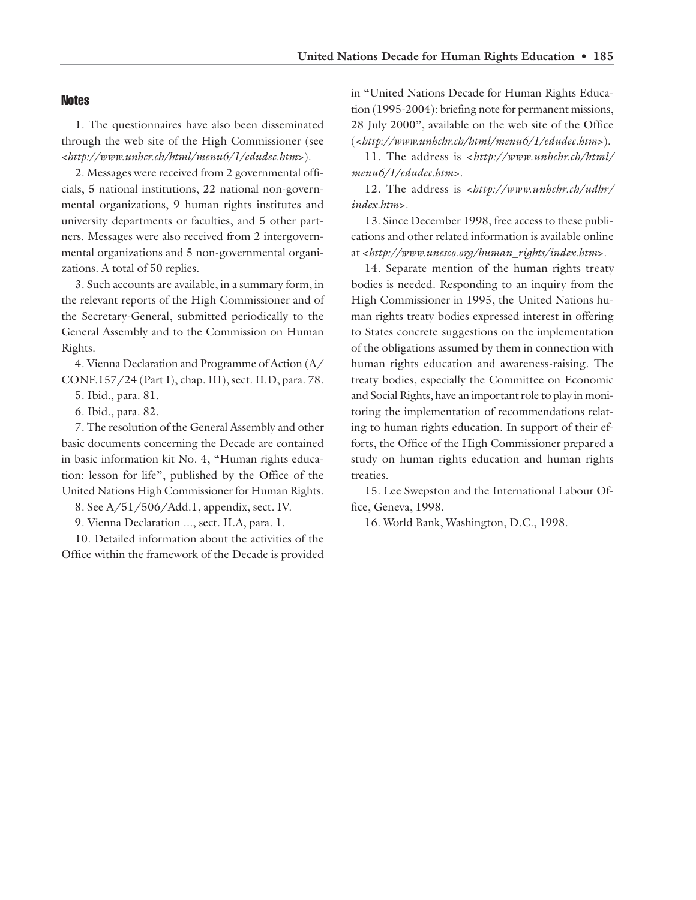## Notes

1. The questionnaires have also been disseminated through the web site of the High Commissioner (see *<http://www.unhcr.ch/html/menu6/1/edudec.htm>*).

2. Messages were received from 2 governmental officials, 5 national institutions, 22 national non-governmental organizations, 9 human rights institutes and university departments or faculties, and 5 other partners. Messages were also received from 2 intergovernmental organizations and 5 non-governmental organizations. A total of 50 replies.

3. Such accounts are available, in a summary form, in the relevant reports of the High Commissioner and of the Secretary-General, submitted periodically to the General Assembly and to the Commission on Human Rights.

4. Vienna Declaration and Programme of Action (A/CONF.157/24 (Part I), chap. III), sect. II.D, para. 78.

5. Ibid., para. 81.

6. Ibid., para. 82.

7. The resolution of the General Assembly and other basic documents concerning the Decade are contained in basic information kit No. 4, "Human rights education: lesson for life", published by the Office of the United Nations High Commissioner for Human Rights.

8. See A/51/506/Add.1, appendix, sect. IV.

9. Vienna Declaration ..., sect. II.A, para. 1.

10. Detailed information about the activities of the Office within the framework of the Decade is provided in "United Nations Decade for Human Rights Education (1995-2004): briefing note for permanent missions, 28 July 2000", available on the web site of the Office (*<http://www.unhchr.ch/html/menu6/1/edudec.htm>*).

11. The address is *<http://www.unhchr.ch/html/menu6/1/edudec.htm>*.

12. The address is *<http://www.unhchr.ch/udhr/index.htm>*.

13. Since December 1998, free access to these publications and other related information is available online at *<http://www.unesco.org/human_rights/index.htm>*.

14. Separate mention of the human rights treaty bodies is needed. Responding to an inquiry from the High Commissioner in 1995, the United Nations human rights treaty bodies expressed interest in offering to States concrete suggestions on the implementation of the obligations assumed by them in connection with human rights education and awareness-raising. The treaty bodies, especially the Committee on Economic and Social Rights, have an important role to play in monitoring the implementation of recommendations relating to human rights education. In support of their efforts, the Office of the High Commissioner prepared a study on human rights education and human rights treaties.

15. Lee Swepston and the International Labour Office, Geneva, 1998.

16. World Bank, Washington, D.C., 1998.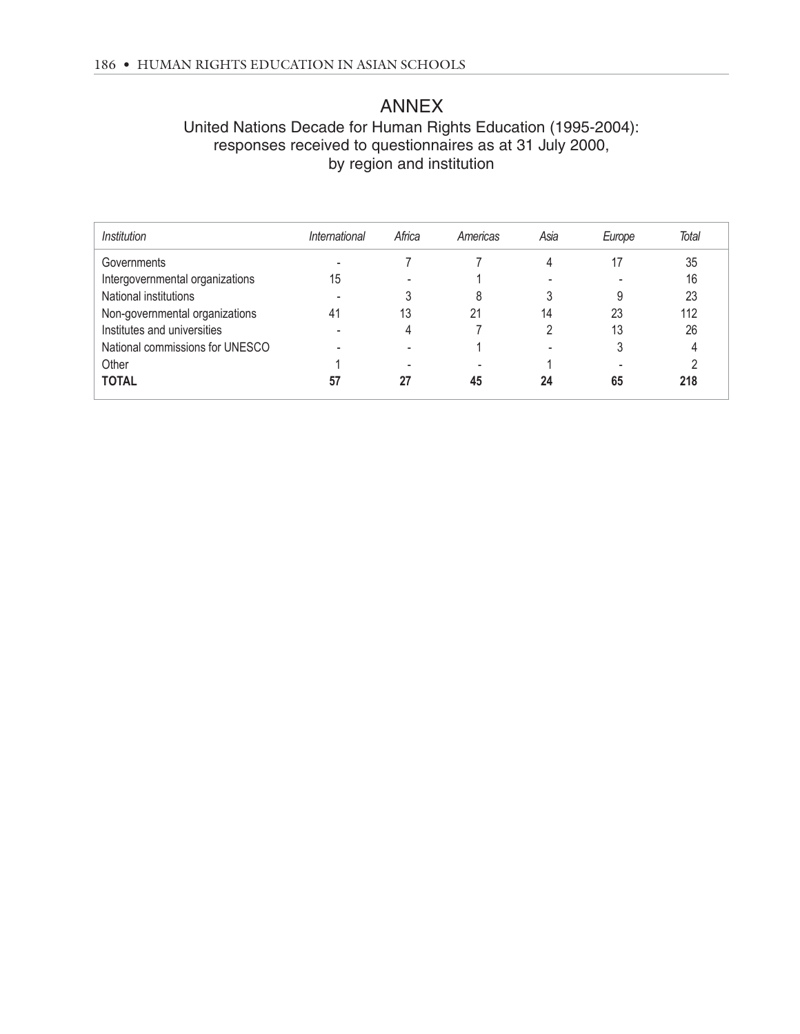# ANNEX

## United Nations Decade for Human Rights Education (1995-2004): responses received to questionnaires as at 31 July 2000, by region and institution

| *Institution* | *International* | *Africa* | *Americas* | *Asia* | *Europe* | *Total* |
|---|---|---|---|---|---|---|
| Governments | - | 7 | 7 | 4 | 17 | 35 |
| Intergovernmental organizations | 15 | - | 1 | - | - | 16 |
| National institutions | - | 3 | 8 | 3 | 9 | 23 |
| Non-governmental organizations | 41 | 13 | 21 | 14 | 23 | 112 |
| Institutes and universities | - | 4 | 7 | 2 | 13 | 26 |
| National commissions for UNESCO | - | - | 1 | - | 3 | 4 |
| Other | 1 | - | - | 1 | - | 2 |
| **TOTAL** | **57** | **27** | **45** | **24** | **65** | **218** |